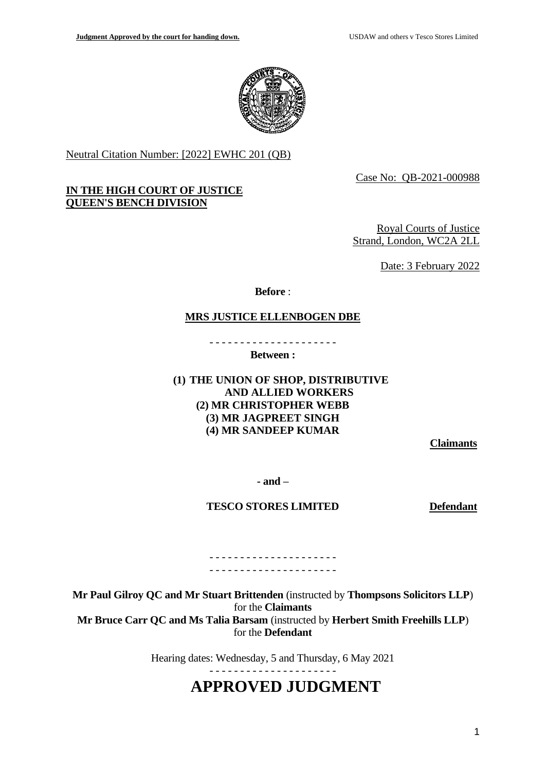Neutral Citation Number: [2022] EWHC 201 (QB)

Case No: QB-2021-000988

**IN THE HIGH COURT OF JUSTICE**
**QUEEN'S BENCH DIVISION**

Royal Courts of Justice
Strand, London, WC2A 2LL

Date: 3 February 2022

**Before** :

**MRS JUSTICE ELLENBOGEN DBE**

- - - - - - - - - - - - - - - - - - - - -

**Between :**

**(1) THE UNION OF SHOP, DISTRIBUTIVE AND ALLIED WORKERS**
**(2) MR CHRISTOPHER WEBB**
**(3) MR JAGPREET SINGH**
**(4) MR SANDEEP KUMAR**

**Claimants**

**- and –**

**TESCO STORES LIMITED** **Defendant**

- - - - - - - - - - - - - - - - - - - - -
- - - - - - - - - - - - - - - - - - - - -

**Mr Paul Gilroy QC and Mr Stuart Brittenden** (instructed by **Thompsons Solicitors LLP**) for the **Claimants**
**Mr Bruce Carr QC and Ms Talia Barsam** (instructed by **Herbert Smith Freehills LLP**) for the **Defendant**

Hearing dates: Wednesday, 5 and Thursday, 6 May 2021

- - - - - - - - - - - - - - - - - - - - -

# APPROVED JUDGMENT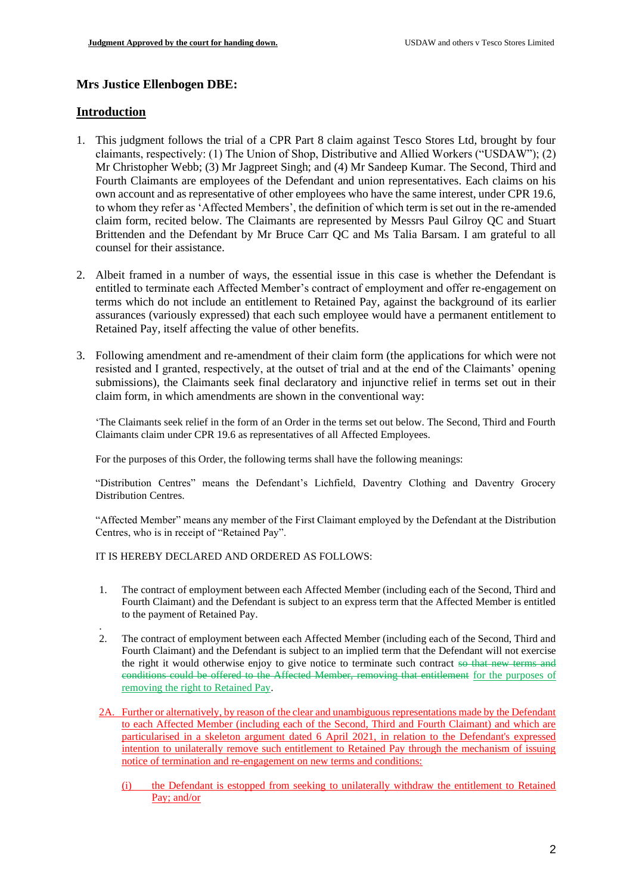## Mrs Justice Ellenbogen DBE:

### Introduction

1. This judgment follows the trial of a CPR Part 8 claim against Tesco Stores Ltd, brought by four claimants, respectively: (1) The Union of Shop, Distributive and Allied Workers ("USDAW"); (2) Mr Christopher Webb; (3) Mr Jagpreet Singh; and (4) Mr Sandeep Kumar. The Second, Third and Fourth Claimants are employees of the Defendant and union representatives. Each claims on his own account and as representative of other employees who have the same interest, under CPR 19.6, to whom they refer as 'Affected Members', the definition of which term is set out in the re-amended claim form, recited below. The Claimants are represented by Messrs Paul Gilroy QC and Stuart Brittenden and the Defendant by Mr Bruce Carr QC and Ms Talia Barsam. I am grateful to all counsel for their assistance.

2. Albeit framed in a number of ways, the essential issue in this case is whether the Defendant is entitled to terminate each Affected Member's contract of employment and offer re-engagement on terms which do not include an entitlement to Retained Pay, against the background of its earlier assurances (variously expressed) that each such employee would have a permanent entitlement to Retained Pay, itself affecting the value of other benefits.

3. Following amendment and re-amendment of their claim form (the applications for which were not resisted and I granted, respectively, at the outset of trial and at the end of the Claimants' opening submissions), the Claimants seek final declaratory and injunctive relief in terms set out in their claim form, in which amendments are shown in the conventional way:

> 'The Claimants seek relief in the form of an Order in the terms set out below. The Second, Third and Fourth Claimants claim under CPR 19.6 as representatives of all Affected Employees.
>
> For the purposes of this Order, the following terms shall have the following meanings:
>
> "Distribution Centres" means the Defendant's Lichfield, Daventry Clothing and Daventry Grocery Distribution Centres.
>
> "Affected Member" means any member of the First Claimant employed by the Defendant at the Distribution Centres, who is in receipt of "Retained Pay".
>
> IT IS HEREBY DECLARED AND ORDERED AS FOLLOWS:
>
> 1. The contract of employment between each Affected Member (including each of the Second, Third and Fourth Claimant) and the Defendant is subject to an express term that the Affected Member is entitled to the payment of Retained Pay.
>
> 2. The contract of employment between each Affected Member (including each of the Second, Third and Fourth Claimant) and the Defendant is subject to an implied term that the Defendant will not exercise the right it would otherwise enjoy to give notice to terminate such contract ~~so that new terms and conditions could be offered to the Affected Member, removing that entitlement~~ for the purposes of removing the right to Retained Pay.
>
> 2A. Further or alternatively, by reason of the clear and unambiguous representations made by the Defendant to each Affected Member (including each of the Second, Third and Fourth Claimant) and which are particularised in a skeleton argument dated 6 April 2021, in relation to the Defendant's expressed intention to unilaterally remove such entitlement to Retained Pay through the mechanism of issuing notice of termination and re-engagement on new terms and conditions:
>
> (i) the Defendant is estopped from seeking to unilaterally withdraw the entitlement to Retained Pay; and/or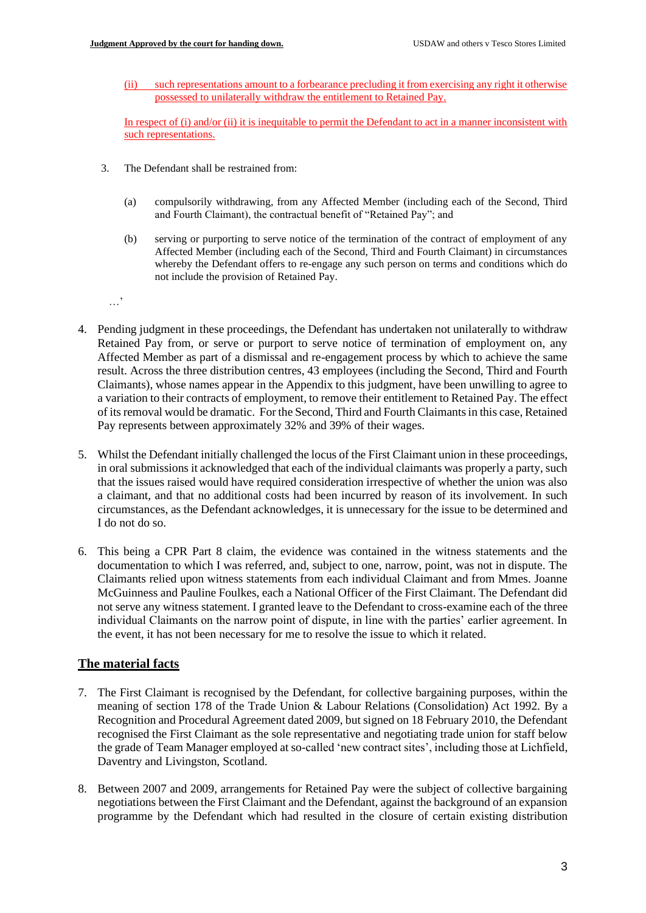(ii) such representations amount to a forbearance precluding it from exercising any right otherwise possessed to unilaterally withdraw the entitlement to Retained Pay.

In respect of (i) and/or (ii) it is inequitable to permit the Defendant to act in a manner inconsistent with such representations.

3. The Defendant shall be restrained from:

   (a) compulsorily withdrawing, from any Affected Member (including each of the Second, Third and Fourth Claimant), the contractual benefit of "Retained Pay"; and

   (b) serving or purporting to serve notice of the termination of the contract of employment of any Affected Member (including each of the Second, Third and Fourth Claimant) in circumstances whereby the Defendant offers to re-engage any such person on terms and conditions which do not include the provision of Retained Pay.

…'

4. Pending judgment in these proceedings, the Defendant has undertaken not unilaterally to withdraw Retained Pay from, or serve or purport to serve notice of termination of employment on, any Affected Member as part of a dismissal and re-engagement process by which to achieve the same result. Across the three distribution centres, 43 employees (including the Second, Third and Fourth Claimants), whose names appear in the Appendix to this judgment, have been unwilling to agree to a variation to their contracts of employment, to remove their entitlement to Retained Pay. The effect of its removal would be dramatic. For the Second, Third and Fourth Claimants in this case, Retained Pay represents between approximately 32% and 39% of their wages.

5. Whilst the Defendant initially challenged the locus of the First Claimant union in these proceedings, in oral submissions it acknowledged that each of the individual claimants was properly a party, such that the issues raised would have required consideration irrespective of whether the union was also a claimant, and that no additional costs had been incurred by reason of its involvement. In such circumstances, as the Defendant acknowledges, it is unnecessary for the issue to be determined and I do not do so.

6. This being a CPR Part 8 claim, the evidence was contained in the witness statements and the documentation to which I was referred, and, subject to one, narrow, point, was not in dispute. The Claimants relied upon witness statements from each individual Claimant and from Mmes. Joanne McGuinness and Pauline Foulkes, each a National Officer of the First Claimant. The Defendant did not serve any witness statement. I granted leave to the Defendant to cross-examine each of the three individual Claimants on the narrow point of dispute, in line with the parties' earlier agreement. In the event, it has not been necessary for me to resolve the issue to which it related.

## The material facts

7. The First Claimant is recognised by the Defendant, for collective bargaining purposes, within the meaning of section 178 of the Trade Union & Labour Relations (Consolidation) Act 1992. By a Recognition and Procedural Agreement dated 2009, but signed on 18 February 2010, the Defendant recognised the First Claimant as the sole representative and negotiating trade union for staff below the grade of Team Manager employed at so-called 'new contract sites', including those at Lichfield, Daventry and Livingston, Scotland.

8. Between 2007 and 2009, arrangements for Retained Pay were the subject of collective bargaining negotiations between the First Claimant and the Defendant, against the background of an expansion programme by the Defendant which had resulted in the closure of certain existing distribution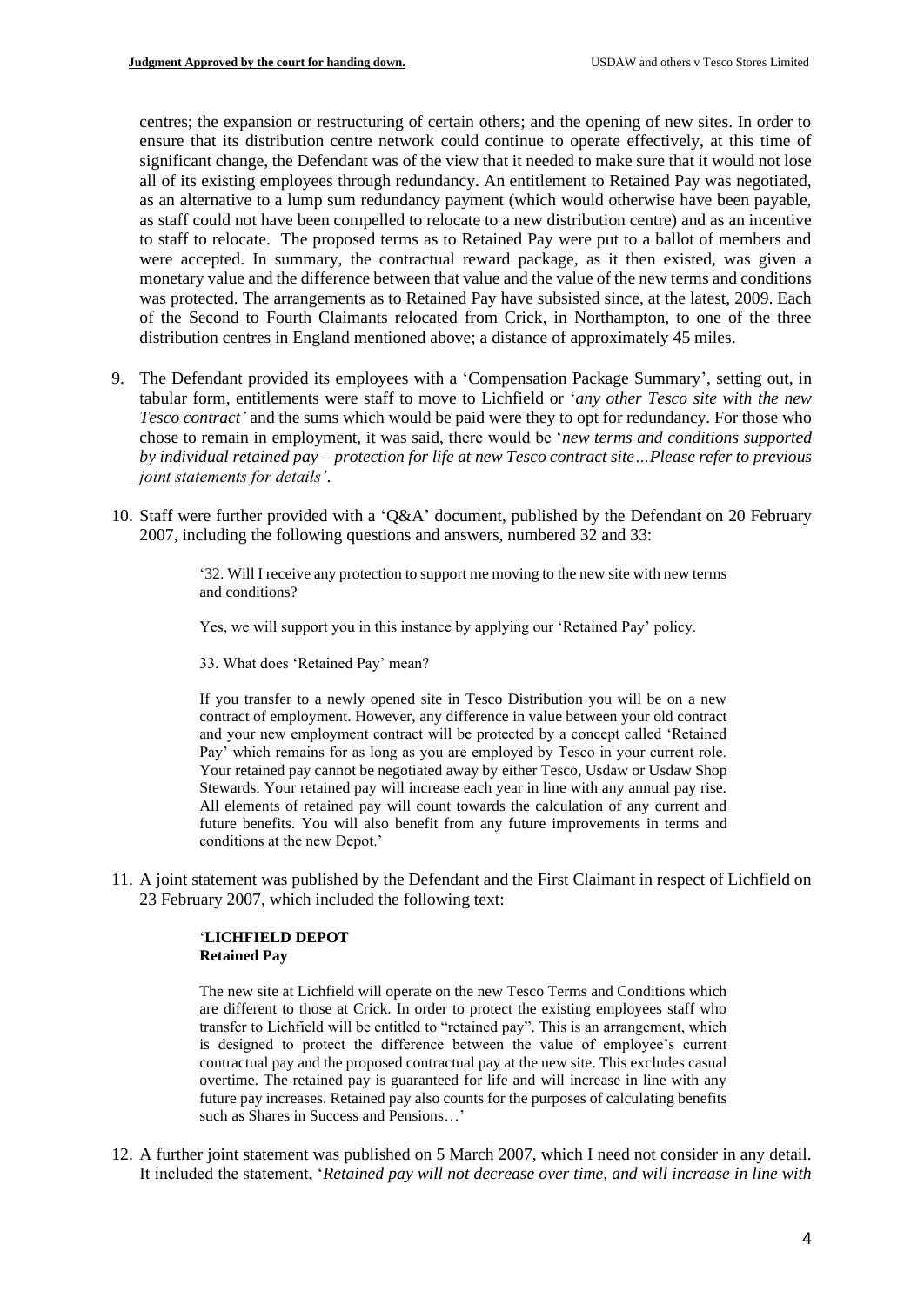centres; the expansion or restructuring of certain others; and the opening of new sites. In order to ensure that its distribution centre network could continue to operate effectively, at this time of significant change, the Defendant was of the view that it needed to make sure that it would not lose all of its existing employees through redundancy. An entitlement to Retained Pay was negotiated, as an alternative to a lump sum redundancy payment (which would otherwise have been payable, as staff could not have been compelled to relocate to a new distribution centre) and as an incentive to staff to relocate. The proposed terms as to Retained Pay were put to a ballot of members and were accepted. In summary, the contractual reward package, as it then existed, was given a monetary value and the difference between that value and the value of the new terms and conditions was protected. The arrangements as to Retained Pay have subsisted since, at the latest, 2009. Each of the Second to Fourth Claimants relocated from Crick, in Northampton, to one of the three distribution centres in England mentioned above; a distance of approximately 45 miles.

9. The Defendant provided its employees with a 'Compensation Package Summary', setting out, in tabular form, entitlements were staff to move to Lichfield or '*any other Tesco site with the new Tesco contract'* and the sums which would be paid were they to opt for redundancy. For those who chose to remain in employment, it was said, there would be '*new terms and conditions supported by individual retained pay – protection for life at new Tesco contract site…Please refer to previous joint statements for details'*.

10. Staff were further provided with a 'Q&A' document, published by the Defendant on 20 February 2007, including the following questions and answers, numbered 32 and 33:

> '32. Will I receive any protection to support me moving to the new site with new terms and conditions?
>
> Yes, we will support you in this instance by applying our 'Retained Pay' policy.
>
> 33. What does 'Retained Pay' mean?
>
> If you transfer to a newly opened site in Tesco Distribution you will be on a new contract of employment. However, any difference in value between your old contract and your new employment contract will be protected by a concept called 'Retained Pay' which remains for as long as you are employed by Tesco in your current role. Your retained pay cannot be negotiated away by either Tesco, Usdaw or Usdaw Shop Stewards. Your retained pay will increase each year in line with any annual pay rise. All elements of retained pay will count towards the calculation of any current and future benefits. You will also benefit from any future improvements in terms and conditions at the new Depot.'

11. A joint statement was published by the Defendant and the First Claimant in respect of Lichfield on 23 February 2007, which included the following text:

> '**LICHFIELD DEPOT**
> **Retained Pay**
>
> The new site at Lichfield will operate on the new Tesco Terms and Conditions which are different to those at Crick. In order to protect the existing employees staff who transfer to Lichfield will be entitled to "retained pay". This is an arrangement, which is designed to protect the difference between the value of employee's current contractual pay and the proposed contractual pay at the new site. This excludes casual overtime. The retained pay is guaranteed for life and will increase in line with any future pay increases. Retained pay also counts for the purposes of calculating benefits such as Shares in Success and Pensions…'

12. A further joint statement was published on 5 March 2007, which I need not consider in any detail. It included the statement, '*Retained pay will not decrease over time, and will increase in line with*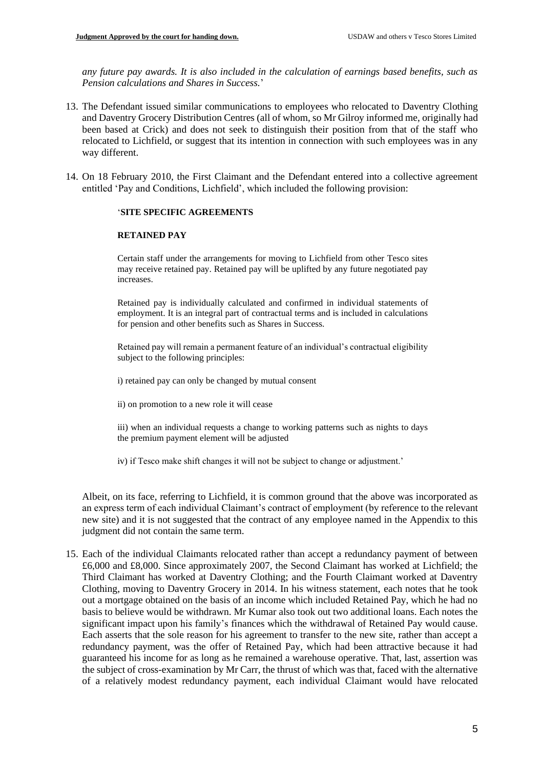*any future pay awards. It is also included in the calculation of earnings based benefits, such as Pension calculations and Shares in Success.*'

13. The Defendant issued similar communications to employees who relocated to Daventry Clothing and Daventry Grocery Distribution Centres (all of whom, so Mr Gilroy informed me, originally had been based at Crick) and does not seek to distinguish their position from that of the staff who relocated to Lichfield, or suggest that its intention in connection with such employees was in any way different.

14. On 18 February 2010, the First Claimant and the Defendant entered into a collective agreement entitled 'Pay and Conditions, Lichfield', which included the following provision:

> '**SITE SPECIFIC AGREEMENTS**
>
> **RETAINED PAY**
>
> Certain staff under the arrangements for moving to Lichfield from other Tesco sites may receive retained pay. Retained pay will be uplifted by any future negotiated pay increases.
>
> Retained pay is individually calculated and confirmed in individual statements of employment. It is an integral part of contractual terms and is included in calculations for pension and other benefits such as Shares in Success.
>
> Retained pay will remain a permanent feature of an individual's contractual eligibility subject to the following principles:
>
> i) retained pay can only be changed by mutual consent
>
> ii) on promotion to a new role it will cease
>
> iii) when an individual requests a change to working patterns such as nights to days the premium payment element will be adjusted
>
> iv) if Tesco make shift changes it will not be subject to change or adjustment.'

Albeit, on its face, referring to Lichfield, it is common ground that the above was incorporated as an express term of each individual Claimant's contract of employment (by reference to the relevant new site) and it is not suggested that the contract of any employee named in the Appendix to this judgment did not contain the same term.

15. Each of the individual Claimants relocated rather than accept a redundancy payment of between £6,000 and £8,000. Since approximately 2007, the Second Claimant has worked at Lichfield; the Third Claimant has worked at Daventry Clothing; and the Fourth Claimant worked at Daventry Clothing, moving to Daventry Grocery in 2014. In his witness statement, each notes that he took out a mortgage obtained on the basis of an income which included Retained Pay, which he had no basis to believe would be withdrawn. Mr Kumar also took out two additional loans. Each notes the significant impact upon his family's finances which the withdrawal of Retained Pay would cause. Each asserts that the sole reason for his agreement to transfer to the new site, rather than accept a redundancy payment, was the offer of Retained Pay, which had been attractive because it had guaranteed his income for as long as he remained a warehouse operative. That, last, assertion was the subject of cross-examination by Mr Carr, the thrust of which was that, faced with the alternative of a relatively modest redundancy payment, each individual Claimant would have relocated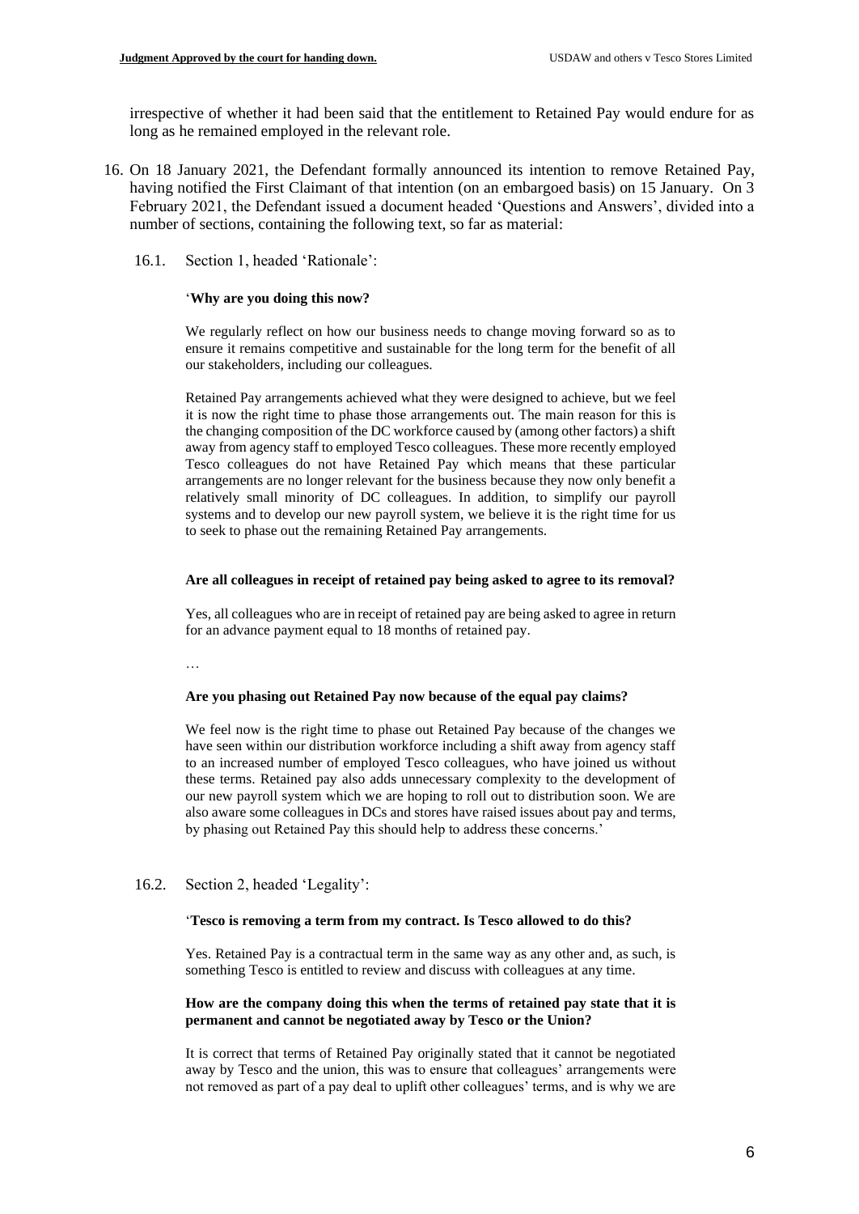irrespective of whether it had been said that the entitlement to Retained Pay would endure for as long as he remained employed in the relevant role.

16. On 18 January 2021, the Defendant formally announced its intention to remove Retained Pay, having notified the First Claimant of that intention (on an embargoed basis) on 15 January. On 3 February 2021, the Defendant issued a document headed 'Questions and Answers', divided into a number of sections, containing the following text, so far as material:

    16.1. Section 1, headed 'Rationale':

    > '**Why are you doing this now?**
    >
    > We regularly reflect on how our business needs to change moving forward so as to ensure it remains competitive and sustainable for the long term for the benefit of all our stakeholders, including our colleagues.
    >
    > Retained Pay arrangements achieved what they were designed to achieve, but we feel it is now the right time to phase those arrangements out. The main reason for this is the changing composition of the DC workforce caused by (among other factors) a shift away from agency staff to employed Tesco colleagues. These more recently employed Tesco colleagues do not have Retained Pay which means that these particular arrangements are no longer relevant for the business because they now only benefit a relatively small minority of DC colleagues. In addition, to simplify our payroll systems and to develop our new payroll system, we believe it is the right time for us to seek to phase out the remaining Retained Pay arrangements.
    >
    > **Are all colleagues in receipt of retained pay being asked to agree to its removal?**
    >
    > Yes, all colleagues who are in receipt of retained pay are being asked to agree in return for an advance payment equal to 18 months of retained pay.
    >
    > …
    >
    > **Are you phasing out Retained Pay now because of the equal pay claims?**
    >
    > We feel now is the right time to phase out Retained Pay because of the changes we have seen within our distribution workforce including a shift away from agency staff to an increased number of employed Tesco colleagues, who have joined us without these terms. Retained pay also adds unnecessary complexity to the development of our new payroll system which we are hoping to roll out to distribution soon. We are also aware some colleagues in DCs and stores have raised issues about pay and terms, by phasing out Retained Pay this should help to address these concerns.'

    16.2. Section 2, headed 'Legality':

    > '**Tesco is removing a term from my contract. Is Tesco allowed to do this?**
    >
    > Yes. Retained Pay is a contractual term in the same way as any other and, as such, is something Tesco is entitled to review and discuss with colleagues at any time.
    >
    > **How are the company doing this when the terms of retained pay state that it is permanent and cannot be negotiated away by Tesco or the Union?**
    >
    > It is correct that terms of Retained Pay originally stated that it cannot be negotiated away by Tesco and the union, this was to ensure that colleagues' arrangements were not removed as part of a pay deal to uplift other colleagues' terms, and is why we are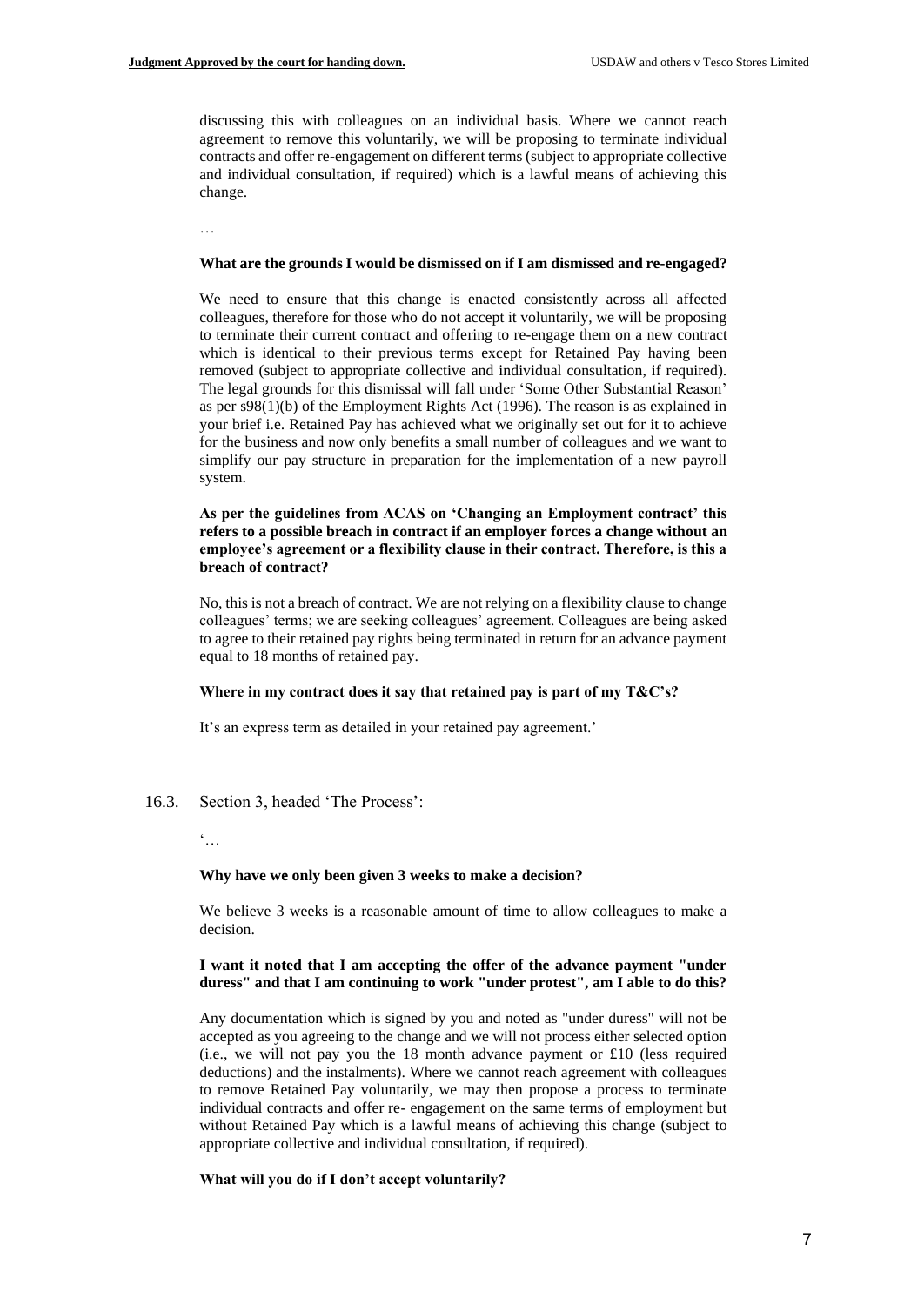discussing this with colleagues on an individual basis. Where we cannot reach agreement to remove this voluntarily, we will be proposing to terminate individual contracts and offer re-engagement on different terms (subject to appropriate collective and individual consultation, if required) which is a lawful means of achieving this change.

…

**What are the grounds I would be dismissed on if I am dismissed and re-engaged?**

We need to ensure that this change is enacted consistently across all affected colleagues, therefore for those who do not accept it voluntarily, we will be proposing to terminate their current contract and offering to re-engage them on a new contract which is identical to their previous terms except for Retained Pay having been removed (subject to appropriate collective and individual consultation, if required). The legal grounds for this dismissal will fall under 'Some Other Substantial Reason' as per s98(1)(b) of the Employment Rights Act (1996). The reason is as explained in your brief i.e. Retained Pay has achieved what we originally set out for it to achieve for the business and now only benefits a small number of colleagues and we want to simplify our pay structure in preparation for the implementation of a new payroll system.

**As per the guidelines from ACAS on 'Changing an Employment contract' this refers to a possible breach in contract if an employer forces a change without an employee's agreement or a flexibility clause in their contract. Therefore, is this a breach of contract?**

No, this is not a breach of contract. We are not relying on a flexibility clause to change colleagues' terms; we are seeking colleagues' agreement. Colleagues are being asked to agree to their retained pay rights being terminated in return for an advance payment equal to 18 months of retained pay.

**Where in my contract does it say that retained pay is part of my T&C's?**

It's an express term as detailed in your retained pay agreement.'

16.3. Section 3, headed 'The Process':

'…

**Why have we only been given 3 weeks to make a decision?**

We believe 3 weeks is a reasonable amount of time to allow colleagues to make a decision.

**I want it noted that I am accepting the offer of the advance payment "under duress" and that I am continuing to work "under protest", am I able to do this?**

Any documentation which is signed by you and noted as "under duress" will not be accepted as you agreeing to the change and we will not process either selected option (i.e., we will not pay you the 18 month advance payment or £10 (less required deductions) and the instalments). Where we cannot reach agreement with colleagues to remove Retained Pay voluntarily, we may then propose a process to terminate individual contracts and offer re- engagement on the same terms of employment but without Retained Pay which is a lawful means of achieving this change (subject to appropriate collective and individual consultation, if required).

**What will you do if I don't accept voluntarily?**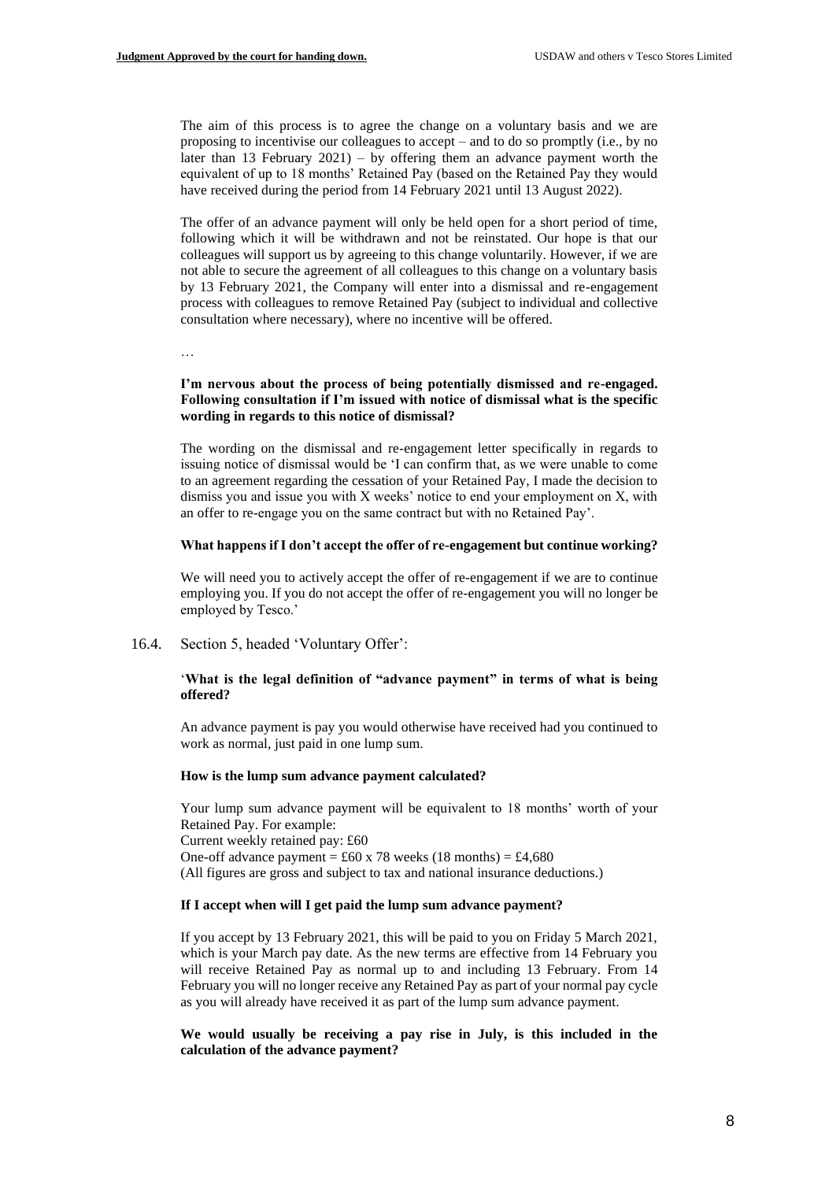The aim of this process is to agree the change on a voluntary basis and we are proposing to incentivise our colleagues to accept – and to do so promptly (i.e., by no later than 13 February 2021) – by offering them an advance payment worth the equivalent of up to 18 months' Retained Pay (based on the Retained Pay they would have received during the period from 14 February 2021 until 13 August 2022).

The offer of an advance payment will only be held open for a short period of time, following which it will be withdrawn and not be reinstated. Our hope is that our colleagues will support us by agreeing to this change voluntarily. However, if we are not able to secure the agreement of all colleagues to this change on a voluntary basis by 13 February 2021, the Company will enter into a dismissal and re-engagement process with colleagues to remove Retained Pay (subject to individual and collective consultation where necessary), where no incentive will be offered.

…

**I'm nervous about the process of being potentially dismissed and re-engaged. Following consultation if I'm issued with notice of dismissal what is the specific wording in regards to this notice of dismissal?**

The wording on the dismissal and re-engagement letter specifically in regards to issuing notice of dismissal would be 'I can confirm that, as we were unable to come to an agreement regarding the cessation of your Retained Pay, I made the decision to dismiss you and issue you with X weeks' notice to end your employment on X, with an offer to re-engage you on the same contract but with no Retained Pay'.

**What happens if I don't accept the offer of re-engagement but continue working?**

We will need you to actively accept the offer of re-engagement if we are to continue employing you. If you do not accept the offer of re-engagement you will no longer be employed by Tesco.'

16.4. Section 5, headed 'Voluntary Offer':

'**What is the legal definition of "advance payment" in terms of what is being offered?**

An advance payment is pay you would otherwise have received had you continued to work as normal, just paid in one lump sum.

**How is the lump sum advance payment calculated?**

Your lump sum advance payment will be equivalent to 18 months' worth of your Retained Pay. For example:
Current weekly retained pay: £60
One-off advance payment = £60 x 78 weeks (18 months) = £4,680
(All figures are gross and subject to tax and national insurance deductions.)

**If I accept when will I get paid the lump sum advance payment?**

If you accept by 13 February 2021, this will be paid to you on Friday 5 March 2021, which is your March pay date. As the new terms are effective from 14 February you will receive Retained Pay as normal up to and including 13 February. From 14 February you will no longer receive any Retained Pay as part of your normal pay cycle as you will already have received it as part of the lump sum advance payment.

**We would usually be receiving a pay rise in July, is this included in the calculation of the advance payment?**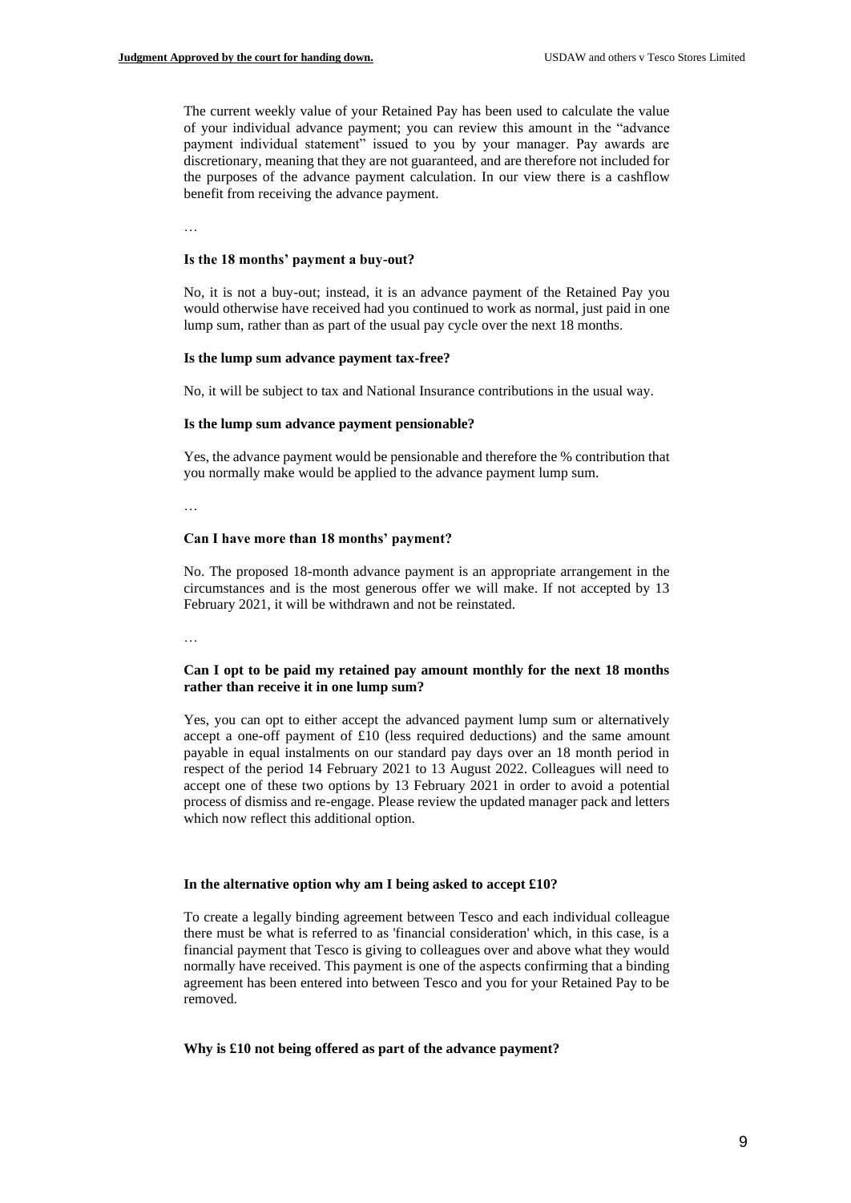The current weekly value of your Retained Pay has been used to calculate the value of your individual advance payment; you can review this amount in the "advance payment individual statement" issued to you by your manager. Pay awards are discretionary, meaning that they are not guaranteed, and are therefore not included for the purposes of the advance payment calculation. In our view there is a cashflow benefit from receiving the advance payment.

…

**Is the 18 months' payment a buy-out?**

No, it is not a buy-out; instead, it is an advance payment of the Retained Pay you would otherwise have received had you continued to work as normal, just paid in one lump sum, rather than as part of the usual pay cycle over the next 18 months.

**Is the lump sum advance payment tax-free?**

No, it will be subject to tax and National Insurance contributions in the usual way.

**Is the lump sum advance payment pensionable?**

Yes, the advance payment would be pensionable and therefore the % contribution that you normally make would be applied to the advance payment lump sum.

…

**Can I have more than 18 months' payment?**

No. The proposed 18-month advance payment is an appropriate arrangement in the circumstances and is the most generous offer we will make. If not accepted by 13 February 2021, it will be withdrawn and not be reinstated.

…

**Can I opt to be paid my retained pay amount monthly for the next 18 months rather than receive it in one lump sum?**

Yes, you can opt to either accept the advanced payment lump sum or alternatively accept a one-off payment of £10 (less required deductions) and the same amount payable in equal instalments on our standard pay days over an 18 month period in respect of the period 14 February 2021 to 13 August 2022. Colleagues will need to accept one of these two options by 13 February 2021 in order to avoid a potential process of dismiss and re-engage. Please review the updated manager pack and letters which now reflect this additional option.

**In the alternative option why am I being asked to accept £10?**

To create a legally binding agreement between Tesco and each individual colleague there must be what is referred to as 'financial consideration' which, in this case, is a financial payment that Tesco is giving to colleagues over and above what they would normally have received. This payment is one of the aspects confirming that a binding agreement has been entered into between Tesco and you for your Retained Pay to be removed.

**Why is £10 not being offered as part of the advance payment?**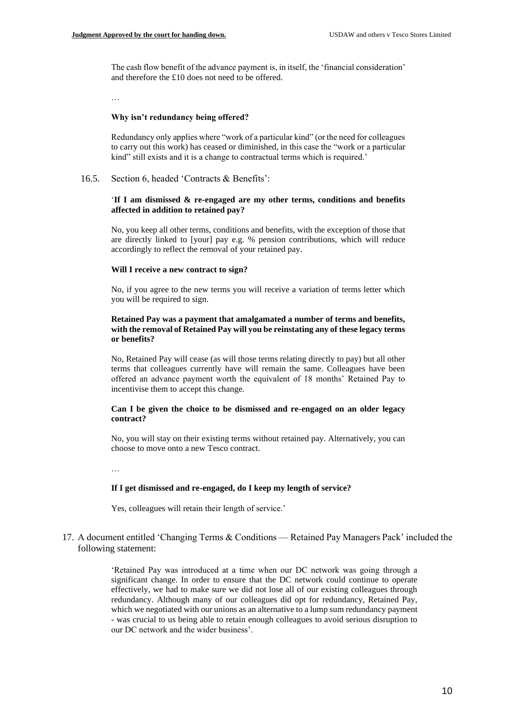The cash flow benefit of the advance payment is, in itself, the 'financial consideration' and therefore the £10 does not need to be offered.

…

**Why isn't redundancy being offered?**

Redundancy only applies where "work of a particular kind" (or the need for colleagues to carry out this work) has ceased or diminished, in this case the "work or a particular kind" still exists and it is a change to contractual terms which is required.'

16.5. Section 6, headed 'Contracts & Benefits':

'**If I am dismissed & re-engaged are my other terms, conditions and benefits affected in addition to retained pay?**

No, you keep all other terms, conditions and benefits, with the exception of those that are directly linked to [your] pay e.g. % pension contributions, which will reduce accordingly to reflect the removal of your retained pay.

**Will I receive a new contract to sign?**

No, if you agree to the new terms you will receive a variation of terms letter which you will be required to sign.

**Retained Pay was a payment that amalgamated a number of terms and benefits, with the removal of Retained Pay will you be reinstating any of these legacy terms or benefits?**

No, Retained Pay will cease (as will those terms relating directly to pay) but all other terms that colleagues currently have will remain the same. Colleagues have been offered an advance payment worth the equivalent of 18 months' Retained Pay to incentivise them to accept this change.

**Can I be given the choice to be dismissed and re-engaged on an older legacy contract?**

No, you will stay on their existing terms without retained pay. Alternatively, you can choose to move onto a new Tesco contract.

…

**If I get dismissed and re-engaged, do I keep my length of service?**

Yes, colleagues will retain their length of service.'

17. A document entitled 'Changing Terms & Conditions — Retained Pay Managers Pack' included the following statement:

> 'Retained Pay was introduced at a time when our DC network was going through a significant change. In order to ensure that the DC network could continue to operate effectively, we had to make sure we did not lose all of our existing colleagues through redundancy. Although many of our colleagues did opt for redundancy, Retained Pay, which we negotiated with our unions as an alternative to a lump sum redundancy payment - was crucial to us being able to retain enough colleagues to avoid serious disruption to our DC network and the wider business'.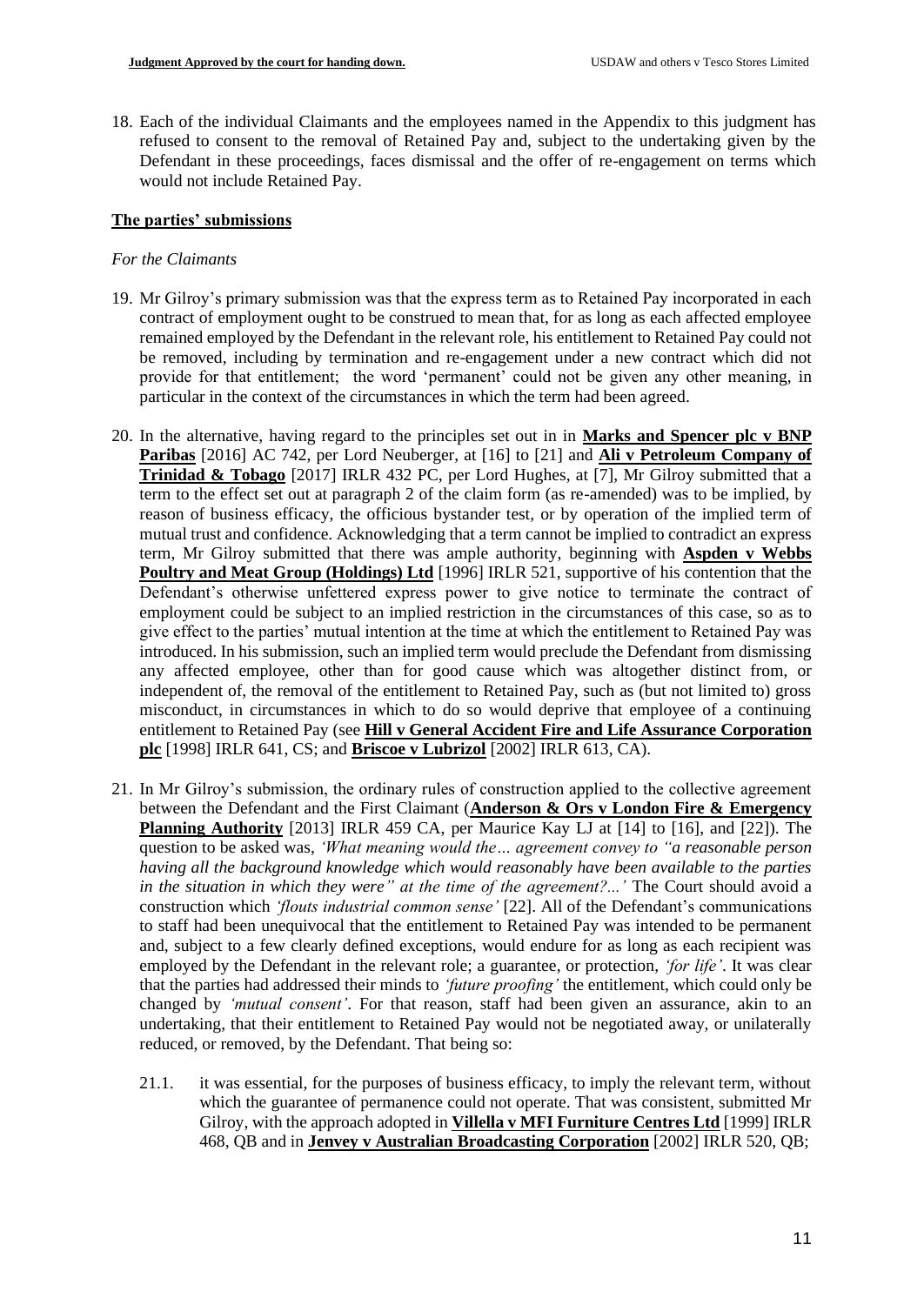18. Each of the individual Claimants and the employees named in the Appendix to this judgment has refused to consent to the removal of Retained Pay and, subject to the undertaking given by the Defendant in these proceedings, faces dismissal and the offer of re-engagement on terms which would not include Retained Pay.

## The parties' submissions

*For the Claimants*

19. Mr Gilroy's primary submission was that the express term as to Retained Pay incorporated in each contract of employment ought to be construed to mean that, for as long as each affected employee remained employed by the Defendant in the relevant role, his entitlement to Retained Pay could not be removed, including by termination and re-engagement under a new contract which did not provide for that entitlement; the word 'permanent' could not be given any other meaning, in particular in the context of the circumstances in which the term had been agreed.

20. In the alternative, having regard to the principles set out in in **Marks and Spencer plc v BNP Paribas** [2016] AC 742, per Lord Neuberger, at [16] to [21] and **Ali v Petroleum Company of Trinidad & Tobago** [2017] IRLR 432 PC, per Lord Hughes, at [7], Mr Gilroy submitted that a term to the effect set out at paragraph 2 of the claim form (as re-amended) was to be implied, by reason of business efficacy, the officious bystander test, or by operation of the implied term of mutual trust and confidence. Acknowledging that a term cannot be implied to contradict an express term, Mr Gilroy submitted that there was ample authority, beginning with **Aspden v Webbs Poultry and Meat Group (Holdings) Ltd** [1996] IRLR 521, supportive of his contention that the Defendant's otherwise unfettered express power to give notice to terminate the contract of employment could be subject to an implied restriction in the circumstances of this case, so as to give effect to the parties' mutual intention at the time at which the entitlement to Retained Pay was introduced. In his submission, such an implied term would preclude the Defendant from dismissing any affected employee, other than for good cause which was altogether distinct from, or independent of, the removal of the entitlement to Retained Pay, such as (but not limited to) gross misconduct, in circumstances in which to do so would deprive that employee of a continuing entitlement to Retained Pay (see **Hill v General Accident Fire and Life Assurance Corporation plc** [1998] IRLR 641, CS; and **Briscoe v Lubrizol** [2002] IRLR 613, CA).

21. In Mr Gilroy's submission, the ordinary rules of construction applied to the collective agreement between the Defendant and the First Claimant (**Anderson & Ors v London Fire & Emergency Planning Authority** [2013] IRLR 459 CA, per Maurice Kay LJ at [14] to [16], and [22]). The question to be asked was, *'What meaning would the… agreement convey to "a reasonable person having all the background knowledge which would reasonably have been available to the parties in the situation in which they were" at the time of the agreement?...'* The Court should avoid a construction which *'flouts industrial common sense'* [22]. All of the Defendant's communications to staff had been unequivocal that the entitlement to Retained Pay was intended to be permanent and, subject to a few clearly defined exceptions, would endure for as long as each recipient was employed by the Defendant in the relevant role; a guarantee, or protection, *'for life'*. It was clear that the parties had addressed their minds to *'future proofing'* the entitlement, which could only be changed by *'mutual consent'*. For that reason, staff had been given an assurance, akin to an undertaking, that their entitlement to Retained Pay would not be negotiated away, or unilaterally reduced, or removed, by the Defendant. That being so:

    21.1. it was essential, for the purposes of business efficacy, to imply the relevant term, without which the guarantee of permanence could not operate. That was consistent, submitted Mr Gilroy, with the approach adopted in **Villella v MFI Furniture Centres Ltd** [1999] IRLR 468, QB and in **Jenvey v Australian Broadcasting Corporation** [2002] IRLR 520, QB;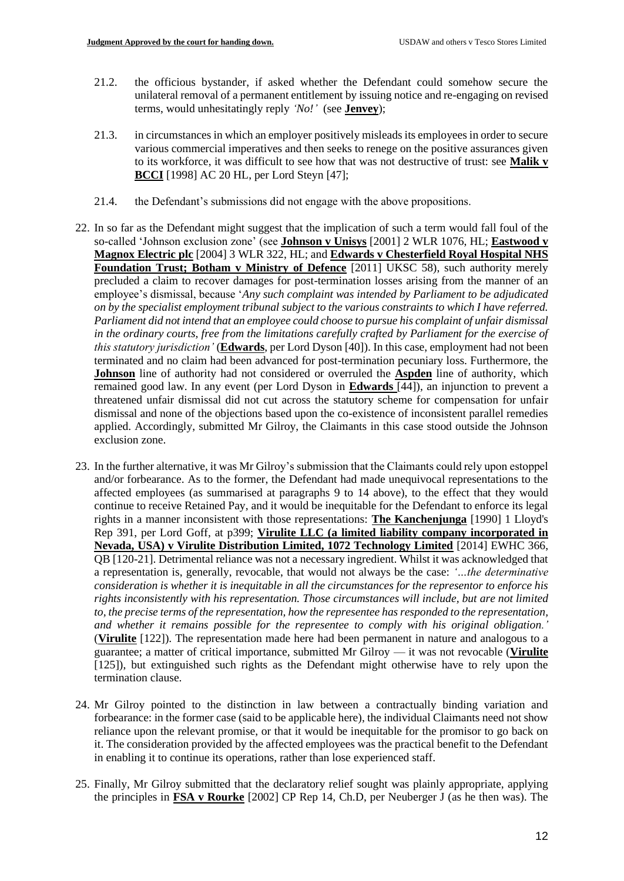21.2. the officious bystander, if asked whether the Defendant could somehow secure the unilateral removal of a permanent entitlement by issuing notice and re-engaging on revised terms, would unhesitatingly reply *'No!'* (see **Jenvey**);

21.3. in circumstances in which an employer positively misleads its employees in order to secure various commercial imperatives and then seeks to renege on the positive assurances given to its workforce, it was difficult to see how that was not destructive of trust: see **Malik v BCCI** [1998] AC 20 HL, per Lord Steyn [47];

21.4. the Defendant's submissions did not engage with the above propositions.

22. In so far as the Defendant might suggest that the implication of such a term would fall foul of the so-called 'Johnson exclusion zone' (see **Johnson v Unisys** [2001] 2 WLR 1076, HL; **Eastwood v Magnox Electric plc** [2004] 3 WLR 322, HL; and **Edwards v Chesterfield Royal Hospital NHS Foundation Trust; Botham v Ministry of Defence** [2011] UKSC 58), such authority merely precluded a claim to recover damages for post-termination losses arising from the manner of an employee's dismissal, because '*Any such complaint was intended by Parliament to be adjudicated on by the specialist employment tribunal subject to the various constraints to which I have referred. Parliament did not intend that an employee could choose to pursue his complaint of unfair dismissal in the ordinary courts, free from the limitations carefully crafted by Parliament for the exercise of this statutory jurisdiction'* (**Edwards**, per Lord Dyson [40]). In this case, employment had not been terminated and no claim had been advanced for post-termination pecuniary loss. Furthermore, the **Johnson** line of authority had not considered or overruled the **Aspden** line of authority, which remained good law. In any event (per Lord Dyson in **Edwards** [44]), an injunction to prevent a threatened unfair dismissal did not cut across the statutory scheme for compensation for unfair dismissal and none of the objections based upon the co-existence of inconsistent parallel remedies applied. Accordingly, submitted Mr Gilroy, the Claimants in this case stood outside the Johnson exclusion zone.

23. In the further alternative, it was Mr Gilroy's submission that the Claimants could rely upon estoppel and/or forbearance. As to the former, the Defendant had made unequivocal representations to the affected employees (as summarised at paragraphs 9 to 14 above), to the effect that they would continue to receive Retained Pay, and it would be inequitable for the Defendant to enforce its legal rights in a manner inconsistent with those representations: **The Kanchenjunga** [1990] 1 Lloyd's Rep 391, per Lord Goff, at p399; **Virulite LLC (a limited liability company incorporated in Nevada, USA) v Virulite Distribution Limited, 1072 Technology Limited** [2014] EWHC 366, QB [120-21]. Detrimental reliance was not a necessary ingredient. Whilst it was acknowledged that a representation is, generally, revocable, that would not always be the case: *'...the determinative consideration is whether it is inequitable in all the circumstances for the representor to enforce his rights inconsistently with his representation. Those circumstances will include, but are not limited to, the precise terms of the representation, how the representee has responded to the representation, and whether it remains possible for the representee to comply with his original obligation.'* (**Virulite** [122]). The representation made here had been permanent in nature and analogous to a guarantee; a matter of critical importance, submitted Mr Gilroy — it was not revocable (**Virulite** [125]), but extinguished such rights as the Defendant might otherwise have to rely upon the termination clause.

24. Mr Gilroy pointed to the distinction in law between a contractually binding variation and forbearance: in the former case (said to be applicable here), the individual Claimants need not show reliance upon the relevant promise, or that it would be inequitable for the promisor to go back on it. The consideration provided by the affected employees was the practical benefit to the Defendant in enabling it to continue its operations, rather than lose experienced staff.

25. Finally, Mr Gilroy submitted that the declaratory relief sought was plainly appropriate, applying the principles in **FSA v Rourke** [2002] CP Rep 14, Ch.D, per Neuberger J (as he then was). The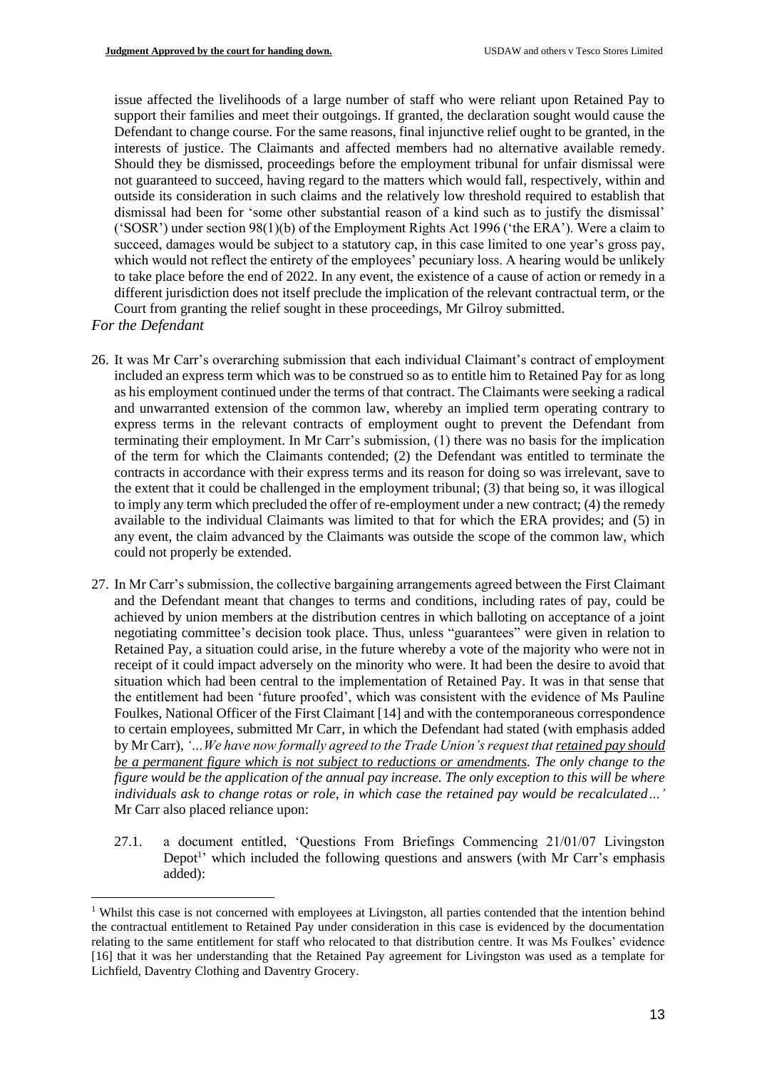issue affected the livelihoods of a large number of staff who were reliant upon Retained Pay to support their families and meet their outgoings. If granted, the declaration sought would cause the Defendant to change course. For the same reasons, final injunctive relief ought to be granted, in the interests of justice. The Claimants and affected members had no alternative available remedy. Should they be dismissed, proceedings before the employment tribunal for unfair dismissal were not guaranteed to succeed, having regard to the matters which would fall, respectively, within and outside its consideration in such claims and the relatively low threshold required to establish that dismissal had been for 'some other substantial reason of a kind such as to justify the dismissal' ('SOSR') under section 98(1)(b) of the Employment Rights Act 1996 ('the ERA'). Were a claim to succeed, damages would be subject to a statutory cap, in this case limited to one year's gross pay, which would not reflect the entirety of the employees' pecuniary loss. A hearing would be unlikely to take place before the end of 2022. In any event, the existence of a cause of action or remedy in a different jurisdiction does not itself preclude the implication of the relevant contractual term, or the Court from granting the relief sought in these proceedings, Mr Gilroy submitted.

*For the Defendant*

26. It was Mr Carr's overarching submission that each individual Claimant's contract of employment included an express term which was to be construed so as to entitle him to Retained Pay for as long as his employment continued under the terms of that contract. The Claimants were seeking a radical and unwarranted extension of the common law, whereby an implied term operating contrary to express terms in the relevant contracts of employment ought to prevent the Defendant from terminating their employment. In Mr Carr's submission, (1) there was no basis for the implication of the term for which the Claimants contended; (2) the Defendant was entitled to terminate the contracts in accordance with their express terms and its reason for doing so was irrelevant, save to the extent that it could be challenged in the employment tribunal; (3) that being so, it was illogical to imply any term which precluded the offer of re-employment under a new contract; (4) the remedy available to the individual Claimants was limited to that for which the ERA provides; and (5) in any event, the claim advanced by the Claimants was outside the scope of the common law, which could not properly be extended.

27. In Mr Carr's submission, the collective bargaining arrangements agreed between the First Claimant and the Defendant meant that changes to terms and conditions, including rates of pay, could be achieved by union members at the distribution centres in which balloting on acceptance of a joint negotiating committee's decision took place. Thus, unless "guarantees" were given in relation to Retained Pay, a situation could arise, in the future whereby a vote of the majority who were not in receipt of it could impact adversely on the minority who were. It had been the desire to avoid that situation which had been central to the implementation of Retained Pay. It was in that sense that the entitlement had been 'future proofed', which was consistent with the evidence of Ms Pauline Foulkes, National Officer of the First Claimant [14] and with the contemporaneous correspondence to certain employees, submitted Mr Carr, in which the Defendant had stated (with emphasis added by Mr Carr), *'…We have now formally agreed to the Trade Union's request that <u>retained pay should be a permanent figure which is not subject to reductions or amendments</u>. The only change to the figure would be the application of the annual pay increase. The only exception to this will be where individuals ask to change rotas or role, in which case the retained pay would be recalculated…'* Mr Carr also placed reliance upon:

    27.1. a document entitled, 'Questions From Briefings Commencing 21/01/07 Livingston Depot[1]' which included the following questions and answers (with Mr Carr's emphasis added):

[1] Whilst this case is not concerned with employees at Livingston, all parties contended that the intention behind the contractual entitlement to Retained Pay under consideration in this case is evidenced by the documentation relating to the same entitlement for staff who relocated to that distribution centre. It was Ms Foulkes' evidence [16] that it was her understanding that the Retained Pay agreement for Livingston was used as a template for Lichfield, Daventry Clothing and Daventry Grocery.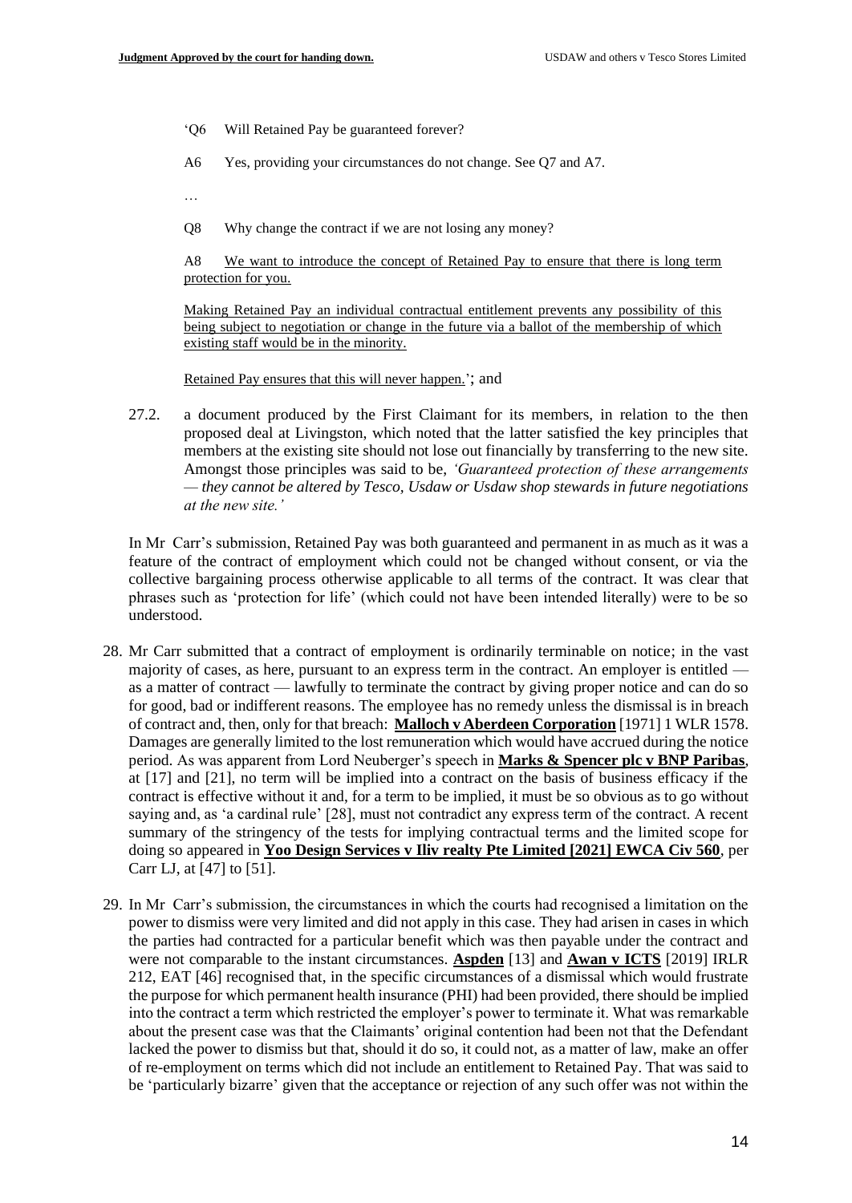'Q6 Will Retained Pay be guaranteed forever?

A6 Yes, providing your circumstances do not change. See Q7 and A7.

…

Q8 Why change the contract if we are not losing any money?

A8 <u>We want to introduce the concept of Retained Pay to ensure that there is long term protection for you.</u>

<u>Making Retained Pay an individual contractual entitlement prevents any possibility of this being subject to negotiation or change in the future via a ballot of the membership of which existing staff would be in the minority.</u>

<u>Retained Pay ensures that this will never happen.</u>'; and

27.2. a document produced by the First Claimant for its members, in relation to the then proposed deal at Livingston, which noted that the latter satisfied the key principles that members at the existing site should not lose out financially by transferring to the new site. Amongst those principles was said to be, *'Guaranteed protection of these arrangements — they cannot be altered by Tesco, Usdaw or Usdaw shop stewards in future negotiations at the new site.'*

In Mr Carr's submission, Retained Pay was both guaranteed and permanent in as much as it was a feature of the contract of employment which could not be changed without consent, or via the collective bargaining process otherwise applicable to all terms of the contract. It was clear that phrases such as 'protection for life' (which could not have been intended literally) were to be so understood.

28. Mr Carr submitted that a contract of employment is ordinarily terminable on notice; in the vast majority of cases, as here, pursuant to an express term in the contract. An employer is entitled — as a matter of contract — lawfully to terminate the contract by giving proper notice and can do so for good, bad or indifferent reasons. The employee has no remedy unless the dismissal is in breach of contract and, then, only for that breach: **Malloch v Aberdeen Corporation** [1971] 1 WLR 1578. Damages are generally limited to the lost remuneration which would have accrued during the notice period. As was apparent from Lord Neuberger's speech in **Marks & Spencer plc v BNP Paribas**, at [17] and [21], no term will be implied into a contract on the basis of business efficacy if the contract is effective without it and, for a term to be implied, it must be so obvious as to go without saying and, as 'a cardinal rule' [28], must not contradict any express term of the contract. A recent summary of the stringency of the tests for implying contractual terms and the limited scope for doing so appeared in **Yoo Design Services v Iliv realty Pte Limited [2021] EWCA Civ 560**, per Carr LJ, at [47] to [51].

29. In Mr Carr's submission, the circumstances in which the courts had recognised a limitation on the power to dismiss were very limited and did not apply in this case. They had arisen in cases in which the parties had contracted for a particular benefit which was then payable under the contract and were not comparable to the instant circumstances. **Aspden** [13] and **Awan v ICTS** [2019] IRLR 212, EAT [46] recognised that, in the specific circumstances of a dismissal which would frustrate the purpose for which permanent health insurance (PHI) had been provided, there should be implied into the contract a term which restricted the employer's power to terminate it. What was remarkable about the present case was that the Claimants' original contention had been not that the Defendant lacked the power to dismiss but that, should it do so, it could not, as a matter of law, make an offer of re-employment on terms which did not include an entitlement to Retained Pay. That was said to be 'particularly bizarre' given that the acceptance or rejection of any such offer was not within the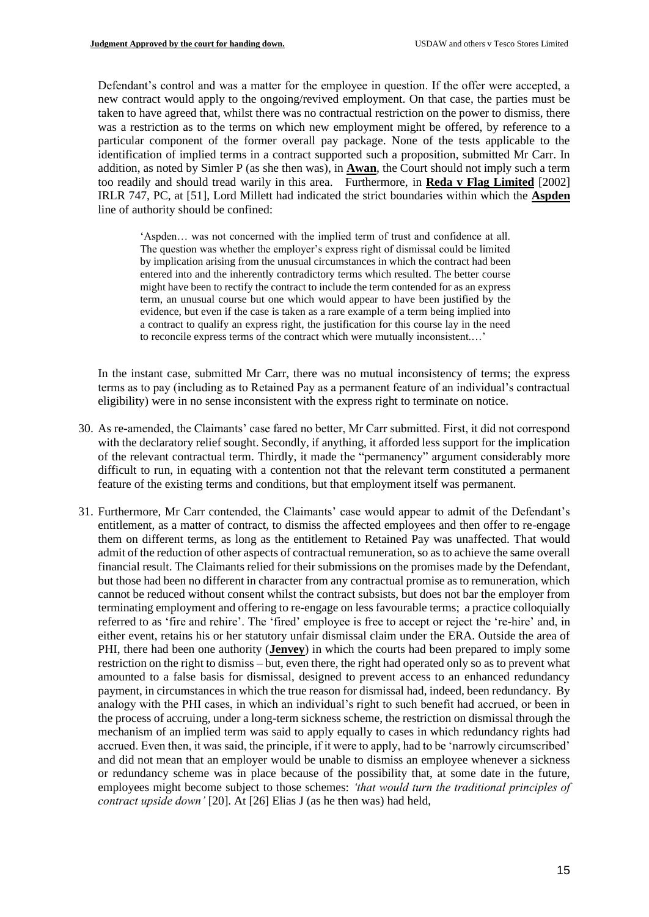Defendant's control and was a matter for the employee in question. If the offer were accepted, a new contract would apply to the ongoing/revived employment. On that case, the parties must be taken to have agreed that, whilst there was no contractual restriction on the power to dismiss, there was a restriction as to the terms on which new employment might be offered, by reference to a particular component of the former overall pay package. None of the tests applicable to the identification of implied terms in a contract supported such a proposition, submitted Mr Carr. In addition, as noted by Simler P (as she then was), in **Awan**, the Court should not imply such a term too readily and should tread warily in this area. Furthermore, in **Reda v Flag Limited** [2002] IRLR 747, PC, at [51], Lord Millett had indicated the strict boundaries within which the **Aspden** line of authority should be confined:

> 'Aspden… was not concerned with the implied term of trust and confidence at all. The question was whether the employer's express right of dismissal could be limited by implication arising from the unusual circumstances in which the contract had been entered into and the inherently contradictory terms which resulted. The better course might have been to rectify the contract to include the term contended for as an express term, an unusual course but one which would appear to have been justified by the evidence, but even if the case is taken as a rare example of a term being implied into a contract to qualify an express right, the justification for this course lay in the need to reconcile express terms of the contract which were mutually inconsistent.…'

In the instant case, submitted Mr Carr, there was no mutual inconsistency of terms; the express terms as to pay (including as to Retained Pay as a permanent feature of an individual's contractual eligibility) were in no sense inconsistent with the express right to terminate on notice.

30. As re-amended, the Claimants' case fared no better, Mr Carr submitted. First, it did not correspond with the declaratory relief sought. Secondly, if anything, it afforded less support for the implication of the relevant contractual term. Thirdly, it made the "permanency" argument considerably more difficult to run, in equating with a contention not that the relevant term constituted a permanent feature of the existing terms and conditions, but that employment itself was permanent.

31. Furthermore, Mr Carr contended, the Claimants' case would appear to admit of the Defendant's entitlement, as a matter of contract, to dismiss the affected employees and then offer to re-engage them on different terms, as long as the entitlement to Retained Pay was unaffected. That would admit of the reduction of other aspects of contractual remuneration, so as to achieve the same overall financial result. The Claimants relied for their submissions on the promises made by the Defendant, but those had been no different in character from any contractual promise as to remuneration, which cannot be reduced without consent whilst the contract subsists, but does not bar the employer from terminating employment and offering to re-engage on less favourable terms; a practice colloquially referred to as 'fire and rehire'. The 'fired' employee is free to accept or reject the 're-hire' and, in either event, retains his or her statutory unfair dismissal claim under the ERA. Outside the area of PHI, there had been one authority (**Jenvey**) in which the courts had been prepared to imply some restriction on the right to dismiss – but, even there, the right had operated only so as to prevent what amounted to a false basis for dismissal, designed to prevent access to an enhanced redundancy payment, in circumstances in which the true reason for dismissal had, indeed, been redundancy. By analogy with the PHI cases, in which an individual's right to such benefit had accrued, or been in the process of accruing, under a long-term sickness scheme, the restriction on dismissal through the mechanism of an implied term was said to apply equally to cases in which redundancy rights had accrued. Even then, it was said, the principle, if it were to apply, had to be 'narrowly circumscribed' and did not mean that an employer would be unable to dismiss an employee whenever a sickness or redundancy scheme was in place because of the possibility that, at some date in the future, employees might become subject to those schemes: *'that would turn the traditional principles of contract upside down'* [20]. At [26] Elias J (as he then was) had held,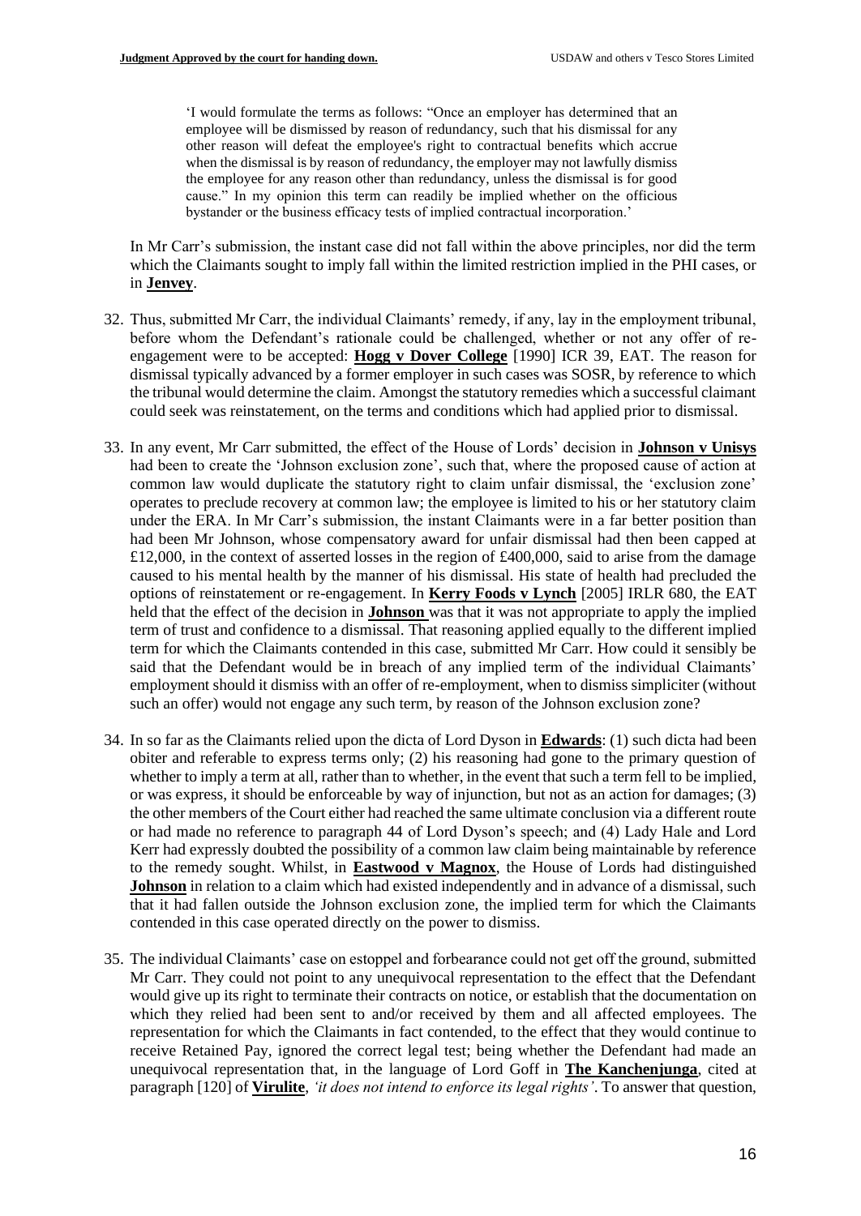> 'I would formulate the terms as follows: "Once an employer has determined that an employee will be dismissed by reason of redundancy, such that his dismissal for any other reason will defeat the employee's right to contractual benefits which accrue when the dismissal is by reason of redundancy, the employer may not lawfully dismiss the employee for any reason other than redundancy, unless the dismissal is for good cause." In my opinion this term can readily be implied whether on the officious bystander or the business efficacy tests of implied contractual incorporation.'

In Mr Carr's submission, the instant case did not fall within the above principles, nor did the term which the Claimants sought to imply fall within the limited restriction implied in the PHI cases, or in **Jenvey**.

32. Thus, submitted Mr Carr, the individual Claimants' remedy, if any, lay in the employment tribunal, before whom the Defendant's rationale could be challenged, whether or not any offer of re-engagement were to be accepted: **Hogg v Dover College** [1990] ICR 39, EAT. The reason for dismissal typically advanced by a former employer in such cases was SOSR, by reference to which the tribunal would determine the claim. Amongst the statutory remedies which a successful claimant could seek was reinstatement, on the terms and conditions which had applied prior to dismissal.

33. In any event, Mr Carr submitted, the effect of the House of Lords' decision in **Johnson v Unisys** had been to create the 'Johnson exclusion zone', such that, where the proposed cause of action at common law would duplicate the statutory right to claim unfair dismissal, the 'exclusion zone' operates to preclude recovery at common law; the employee is limited to his or her statutory claim under the ERA. In Mr Carr's submission, the instant Claimants were in a far better position than had been Mr Johnson, whose compensatory award for unfair dismissal had then been capped at £12,000, in the context of asserted losses in the region of £400,000, said to arise from the damage caused to his mental health by the manner of his dismissal. His state of health had precluded the options of reinstatement or re-engagement. In **Kerry Foods v Lynch** [2005] IRLR 680, the EAT held that the effect of the decision in **Johnson** was that it was not appropriate to apply the implied term of trust and confidence to a dismissal. That reasoning applied equally to the different implied term for which the Claimants contended in this case, submitted Mr Carr. How could it sensibly be said that the Defendant would be in breach of any implied term of the individual Claimants' employment should it dismiss with an offer of re-employment, when to dismiss simpliciter (without such an offer) would not engage any such term, by reason of the Johnson exclusion zone?

34. In so far as the Claimants relied upon the dicta of Lord Dyson in **Edwards**: (1) such dicta had been obiter and referable to express terms only; (2) his reasoning had gone to the primary question of whether to imply a term at all, rather than to whether, in the event that such a term fell to be implied, or was express, it should be enforceable by way of injunction, but not as an action for damages; (3) the other members of the Court either had reached the same ultimate conclusion via a different route or had made no reference to paragraph 44 of Lord Dyson's speech; and (4) Lady Hale and Lord Kerr had expressly doubted the possibility of a common law claim being maintainable by reference to the remedy sought. Whilst, in **Eastwood v Magnox**, the House of Lords had distinguished **Johnson** in relation to a claim which had existed independently and in advance of a dismissal, such that it had fallen outside the Johnson exclusion zone, the implied term for which the Claimants contended in this case operated directly on the power to dismiss.

35. The individual Claimants' case on estoppel and forbearance could not get off the ground, submitted Mr Carr. They could not point to any unequivocal representation to the effect that the Defendant would give up its right to terminate their contracts on notice, or establish that the documentation on which they relied had been sent to and/or received by them and all affected employees. The representation for which the Claimants in fact contended, to the effect that they would continue to receive Retained Pay, ignored the correct legal test; being whether the Defendant had made an unequivocal representation that, in the language of Lord Goff in **The Kanchenjunga**, cited at paragraph [120] of **Virulite**, *'it does not intend to enforce its legal rights'*. To answer that question,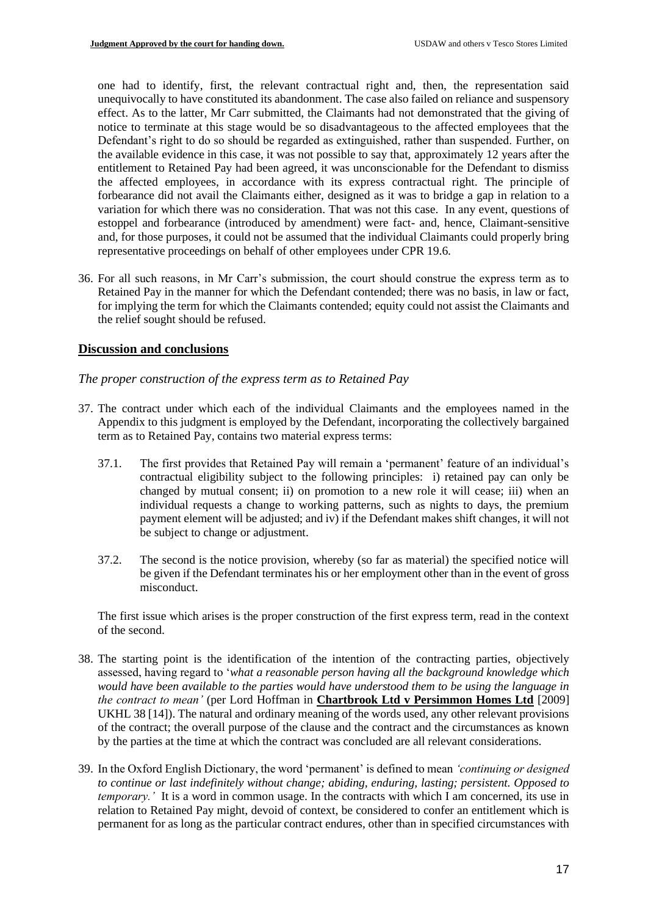one had to identify, first, the relevant contractual right and, then, the representation said unequivocally to have constituted its abandonment. The case also failed on reliance and suspensory effect. As to the latter, Mr Carr submitted, the Claimants had not demonstrated that the giving of notice to terminate at this stage would be so disadvantageous to the affected employees that the Defendant's right to do so should be regarded as extinguished, rather than suspended. Further, on the available evidence in this case, it was not possible to say that, approximately 12 years after the entitlement to Retained Pay had been agreed, it was unconscionable for the Defendant to dismiss the affected employees, in accordance with its express contractual right. The principle of forbearance did not avail the Claimants either, designed as it was to bridge a gap in relation to a variation for which there was no consideration. That was not this case. In any event, questions of estoppel and forbearance (introduced by amendment) were fact- and, hence, Claimant-sensitive and, for those purposes, it could not be assumed that the individual Claimants could properly bring representative proceedings on behalf of other employees under CPR 19.6.

36. For all such reasons, in Mr Carr's submission, the court should construe the express term as to Retained Pay in the manner for which the Defendant contended; there was no basis, in law or fact, for implying the term for which the Claimants contended; equity could not assist the Claimants and the relief sought should be refused.

## Discussion and conclusions

### *The proper construction of the express term as to Retained Pay*

37. The contract under which each of the individual Claimants and the employees named in the Appendix to this judgment is employed by the Defendant, incorporating the collectively bargained term as to Retained Pay, contains two material express terms:

    37.1. The first provides that Retained Pay will remain a 'permanent' feature of an individual's contractual eligibility subject to the following principles: i) retained pay can only be changed by mutual consent; ii) on promotion to a new role it will cease; iii) when an individual requests a change to working patterns, such as nights to days, the premium payment element will be adjusted; and iv) if the Defendant makes shift changes, it will not be subject to change or adjustment.

    37.2. The second is the notice provision, whereby (so far as material) the specified notice will be given if the Defendant terminates his or her employment other than in the event of gross misconduct.

    The first issue which arises is the proper construction of the first express term, read in the context of the second.

38. The starting point is the identification of the intention of the contracting parties, objectively assessed, having regard to '*what a reasonable person having all the background knowledge which would have been available to the parties would have understood them to be using the language in the contract to mean'* (per Lord Hoffman in **Chartbrook Ltd v Persimmon Homes Ltd** [2009] UKHL 38 [14]). The natural and ordinary meaning of the words used, any other relevant provisions of the contract; the overall purpose of the clause and the contract and the circumstances as known by the parties at the time at which the contract was concluded are all relevant considerations.

39. In the Oxford English Dictionary, the word 'permanent' is defined to mean *'continuing or designed to continue or last indefinitely without change; abiding, enduring, lasting; persistent. Opposed to temporary.'* It is a word in common usage. In the contracts with which I am concerned, its use in relation to Retained Pay might, devoid of context, be considered to confer an entitlement which is permanent for as long as the particular contract endures, other than in specified circumstances with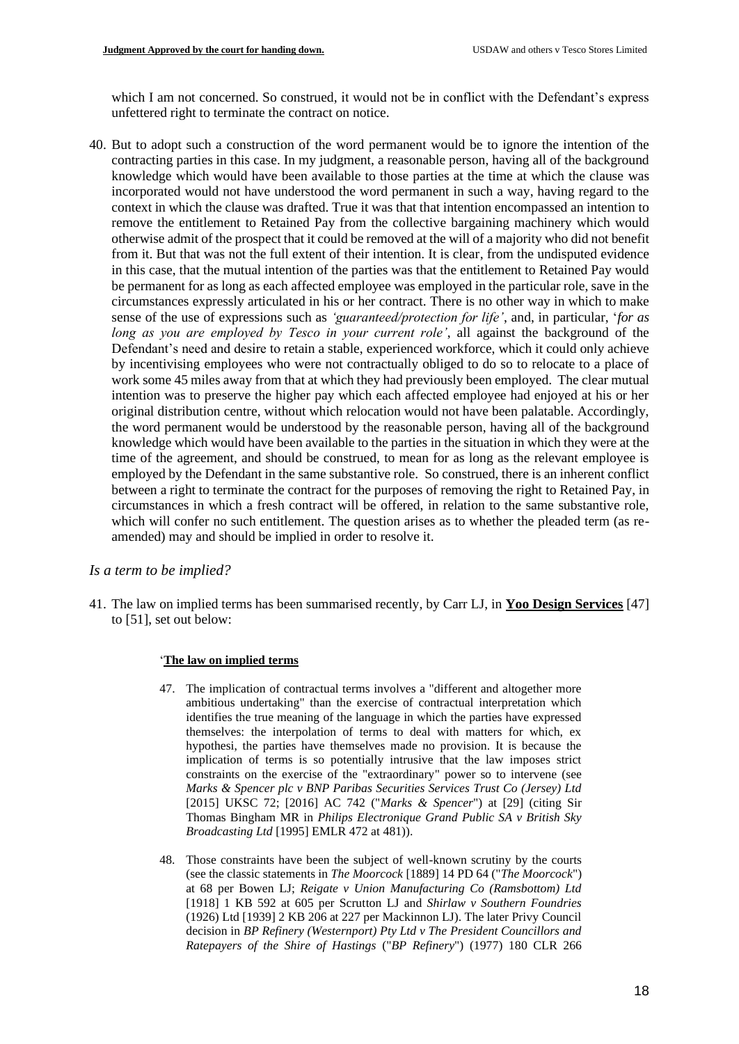which I am not concerned. So construed, it would not be in conflict with the Defendant's express unfettered right to terminate the contract on notice.

40. But to adopt such a construction of the word permanent would be to ignore the intention of the contracting parties in this case. In my judgment, a reasonable person, having all of the background knowledge which would have been available to those parties at the time at which the clause was incorporated would not have understood the word permanent in such a way, having regard to the context in which the clause was drafted. True it was that that intention encompassed an intention to remove the entitlement to Retained Pay from the collective bargaining machinery which would otherwise admit of the prospect that it could be removed at the will of a majority who did not benefit from it. But that was not the full extent of their intention. It is clear, from the undisputed evidence in this case, that the mutual intention of the parties was that the entitlement to Retained Pay would be permanent for as long as each affected employee was employed in the particular role, save in the circumstances expressly articulated in his or her contract. There is no other way in which to make sense of the use of expressions such as *'guaranteed/protection for life'*, and, in particular, '*for as long as you are employed by Tesco in your current role'*, all against the background of the Defendant's need and desire to retain a stable, experienced workforce, which it could only achieve by incentivising employees who were not contractually obliged to do so to relocate to a place of work some 45 miles away from that at which they had previously been employed. The clear mutual intention was to preserve the higher pay which each affected employee had enjoyed at his or her original distribution centre, without which relocation would not have been palatable. Accordingly, the word permanent would be understood by the reasonable person, having all of the background knowledge which would have been available to the parties in the situation in which they were at the time of the agreement, and should be construed, to mean for as long as the relevant employee is employed by the Defendant in the same substantive role. So construed, there is an inherent conflict between a right to terminate the contract for the purposes of removing the right to Retained Pay, in circumstances in which a fresh contract will be offered, in relation to the same substantive role, which will confer no such entitlement. The question arises as to whether the pleaded term (as re-amended) may and should be implied in order to resolve it.

### *Is a term to be implied?*

41. The law on implied terms has been summarised recently, by Carr LJ, in **Yoo Design Services** [47] to [51], set out below:

> '**The law on implied terms**
>
> 47. The implication of contractual terms involves a "different and altogether more ambitious undertaking" than the exercise of contractual interpretation which identifies the true meaning of the language in which the parties have expressed themselves: the interpolation of terms to deal with matters for which, ex hypothesi, the parties have themselves made no provision. It is because the implication of terms is so potentially intrusive that the law imposes strict constraints on the exercise of the "extraordinary" power so to intervene (see *Marks & Spencer plc v BNP Paribas Securities Services Trust Co (Jersey) Ltd* [2015] UKSC 72; [2016] AC 742 ("*Marks & Spencer*") at [29] (citing Sir Thomas Bingham MR in *Philips Electronique Grand Public SA v British Sky Broadcasting Ltd* [1995] EMLR 472 at 481)).
>
> 48. Those constraints have been the subject of well-known scrutiny by the courts (see the classic statements in *The Moorcock* [1889] 14 PD 64 ("*The Moorcock*") at 68 per Bowen LJ; *Reigate v Union Manufacturing Co (Ramsbottom) Ltd* [1918] 1 KB 592 at 605 per Scrutton LJ and *Shirlaw v Southern Foundries* (1926) Ltd [1939] 2 KB 206 at 227 per Mackinnon LJ). The later Privy Council decision in *BP Refinery (Westernport) Pty Ltd v The President Councillors and Ratepayers of the Shire of Hastings* ("*BP Refinery*") (1977) 180 CLR 266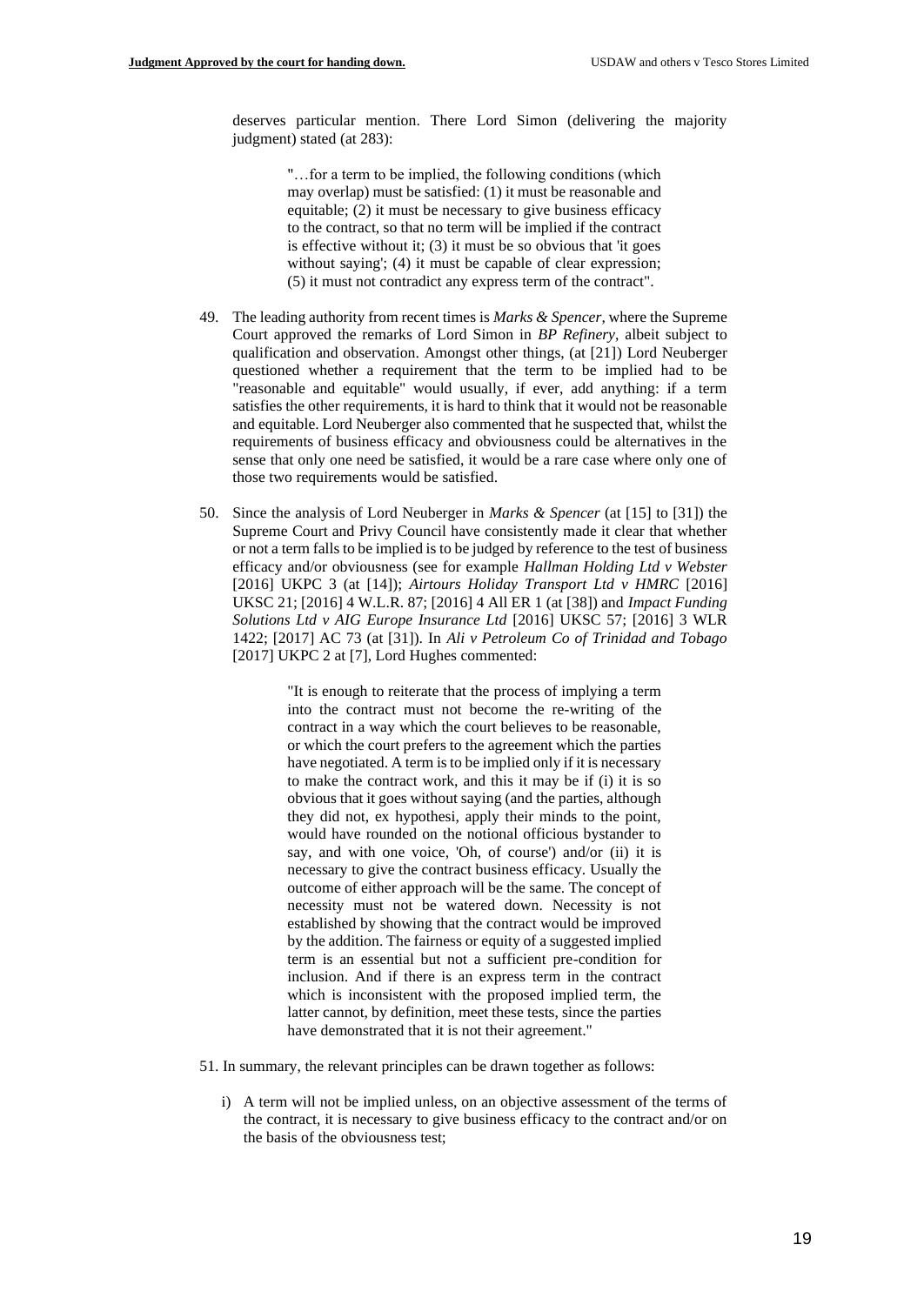deserves particular mention. There Lord Simon (delivering the majority judgment) stated (at 283):

> "…for a term to be implied, the following conditions (which may overlap) must be satisfied: (1) it must be reasonable and equitable; (2) it must be necessary to give business efficacy to the contract, so that no term will be implied if the contract is effective without it; (3) it must be so obvious that 'it goes without saying'; (4) it must be capable of clear expression; (5) it must not contradict any express term of the contract".

49. The leading authority from recent times is *Marks & Spencer*, where the Supreme Court approved the remarks of Lord Simon in *BP Refinery*, albeit subject to qualification and observation. Amongst other things, (at [21]) Lord Neuberger questioned whether a requirement that the term to be implied had to be "reasonable and equitable" would usually, if ever, add anything: if a term satisfies the other requirements, it is hard to think that it would not be reasonable and equitable. Lord Neuberger also commented that he suspected that, whilst the requirements of business efficacy and obviousness could be alternatives in the sense that only one need be satisfied, it would be a rare case where only one of those two requirements would be satisfied.

50. Since the analysis of Lord Neuberger in *Marks & Spencer* (at [15] to [31]) the Supreme Court and Privy Council have consistently made it clear that whether or not a term falls to be implied is to be judged by reference to the test of business efficacy and/or obviousness (see for example *Hallman Holding Ltd v Webster* [2016] UKPC 3 (at [14]); *Airtours Holiday Transport Ltd v HMRC* [2016] UKSC 21; [2016] 4 W.L.R. 87; [2016] 4 All ER 1 (at [38]) and *Impact Funding Solutions Ltd v AIG Europe Insurance Ltd* [2016] UKSC 57; [2016] 3 WLR 1422; [2017] AC 73 (at [31]). In *Ali v Petroleum Co of Trinidad and Tobago* [2017] UKPC 2 at [7], Lord Hughes commented:

> "It is enough to reiterate that the process of implying a term into the contract must not become the re-writing of the contract in a way which the court believes to be reasonable, or which the court prefers to the agreement which the parties have negotiated. A term is to be implied only if it is necessary to make the contract work, and this it may be if (i) it is so obvious that it goes without saying (and the parties, although they did not, ex hypothesi, apply their minds to the point, would have rounded on the notional officious bystander to say, and with one voice, 'Oh, of course') and/or (ii) it is necessary to give the contract business efficacy. Usually the outcome of either approach will be the same. The concept of necessity must not be watered down. Necessity is not established by showing that the contract would be improved by the addition. The fairness or equity of a suggested implied term is an essential but not a sufficient pre-condition for inclusion. And if there is an express term in the contract which is inconsistent with the proposed implied term, the latter cannot, by definition, meet these tests, since the parties have demonstrated that it is not their agreement."

51. In summary, the relevant principles can be drawn together as follows:

   i) A term will not be implied unless, on an objective assessment of the terms of the contract, it is necessary to give business efficacy to the contract and/or on the basis of the obviousness test;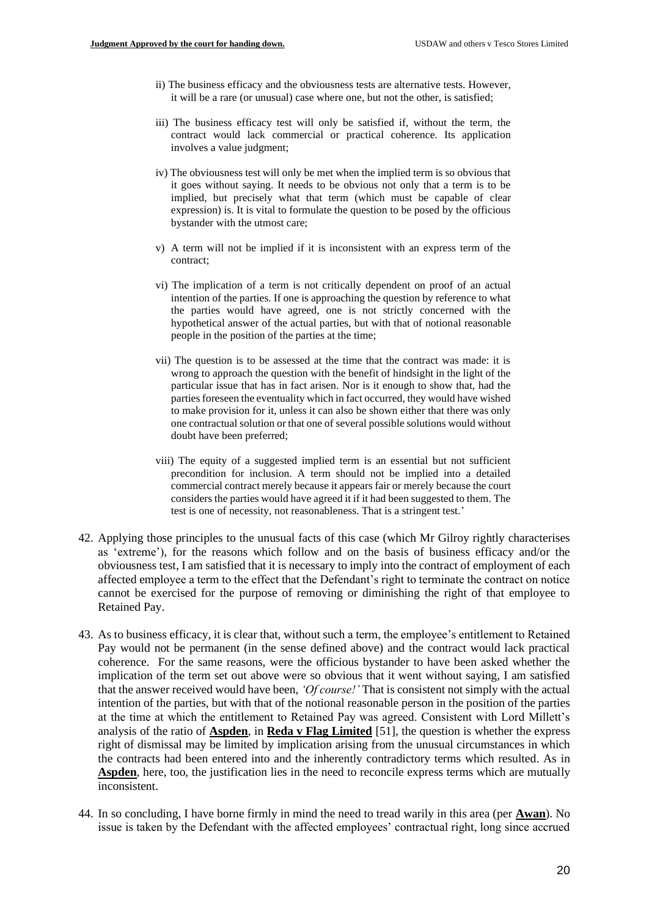ii) The business efficacy and the obviousness tests are alternative tests. However, it will be a rare (or unusual) case where one, but not the other, is satisfied;

iii) The business efficacy test will only be satisfied if, without the term, the contract would lack commercial or practical coherence. Its application involves a value judgment;

iv) The obviousness test will only be met when the implied term is so obvious that it goes without saying. It needs to be obvious not only that a term is to be implied, but precisely what that term (which must be capable of clear expression) is. It is vital to formulate the question to be posed by the officious bystander with the utmost care;

v) A term will not be implied if it is inconsistent with an express term of the contract;

vi) The implication of a term is not critically dependent on proof of an actual intention of the parties. If one is approaching the question by reference to what the parties would have agreed, one is not strictly concerned with the hypothetical answer of the actual parties, but with that of notional reasonable people in the position of the parties at the time;

vii) The question is to be assessed at the time that the contract was made: it is wrong to approach the question with the benefit of hindsight in the light of the particular issue that has in fact arisen. Nor is it enough to show that, had the parties foreseen the eventuality which in fact occurred, they would have wished to make provision for it, unless it can also be shown either that there was only one contractual solution or that one of several possible solutions would without doubt have been preferred;

viii) The equity of a suggested implied term is an essential but not sufficient precondition for inclusion. A term should not be implied into a detailed commercial contract merely because it appears fair or merely because the court considers the parties would have agreed it if it had been suggested to them. The test is one of necessity, not reasonableness. That is a stringent test.'

42. Applying those principles to the unusual facts of this case (which Mr Gilroy rightly characterises as 'extreme'), for the reasons which follow and on the basis of business efficacy and/or the obviousness test, I am satisfied that it is necessary to imply into the contract of employment of each affected employee a term to the effect that the Defendant's right to terminate the contract on notice cannot be exercised for the purpose of removing or diminishing the right of that employee to Retained Pay.

43. As to business efficacy, it is clear that, without such a term, the employee's entitlement to Retained Pay would not be permanent (in the sense defined above) and the contract would lack practical coherence. For the same reasons, were the officious bystander to have been asked whether the implication of the term set out above were so obvious that it went without saying, I am satisfied that the answer received would have been, *'Of course!'* That is consistent not simply with the actual intention of the parties, but with that of the notional reasonable person in the position of the parties at the time at which the entitlement to Retained Pay was agreed. Consistent with Lord Millett's analysis of the ratio of **Aspden**, in **Reda v Flag Limited** [51], the question is whether the express right of dismissal may be limited by implication arising from the unusual circumstances in which the contracts had been entered into and the inherently contradictory terms which resulted. As in **Aspden**, here, too, the justification lies in the need to reconcile express terms which are mutually inconsistent.

44. In so concluding, I have borne firmly in mind the need to tread warily in this area (per **Awan**). No issue is taken by the Defendant with the affected employees' contractual right, long since accrued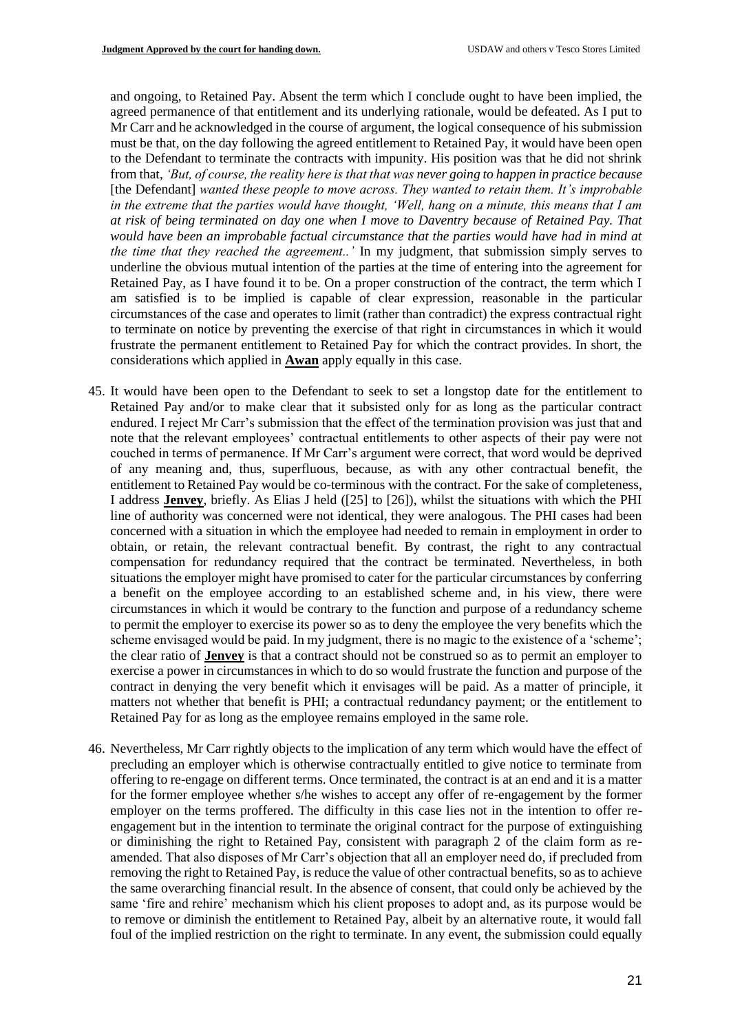and ongoing, to Retained Pay. Absent the term which I conclude ought to have been implied, the agreed permanence of that entitlement and its underlying rationale, would be defeated. As I put to Mr Carr and he acknowledged in the course of argument, the logical consequence of his submission must be that, on the day following the agreed entitlement to Retained Pay, it would have been open to the Defendant to terminate the contracts with impunity. His position was that he did not shrink from that, *'But, of course, the reality here is that that was never going to happen in practice because* [the Defendant] *wanted these people to move across. They wanted to retain them. It's improbable in the extreme that the parties would have thought, 'Well, hang on a minute, this means that I am at risk of being terminated on day one when I move to Daventry because of Retained Pay. That would have been an improbable factual circumstance that the parties would have had in mind at the time that they reached the agreement..'* In my judgment, that submission simply serves to underline the obvious mutual intention of the parties at the time of entering into the agreement for Retained Pay, as I have found it to be. On a proper construction of the contract, the term which I am satisfied is to be implied is capable of clear expression, reasonable in the particular circumstances of the case and operates to limit (rather than contradict) the express contractual right to terminate on notice by preventing the exercise of that right in circumstances in which it would frustrate the permanent entitlement to Retained Pay for which the contract provides. In short, the considerations which applied in **Awan** apply equally in this case.

45. It would have been open to the Defendant to seek to set a longstop date for the entitlement to Retained Pay and/or to make clear that it subsisted only for as long as the particular contract endured. I reject Mr Carr's submission that the effect of the termination provision was just that and note that the relevant employees' contractual entitlements to other aspects of their pay were not couched in terms of permanence. If Mr Carr's argument were correct, that word would be deprived of any meaning and, thus, superfluous, because, as with any other contractual benefit, the entitlement to Retained Pay would be co-terminous with the contract. For the sake of completeness, I address **Jenvey**, briefly. As Elias J held ([25] to [26]), whilst the situations with which the PHI line of authority was concerned were not identical, they were analogous. The PHI cases had been concerned with a situation in which the employee had needed to remain in employment in order to obtain, or retain, the relevant contractual benefit. By contrast, the right to any contractual compensation for redundancy required that the contract be terminated. Nevertheless, in both situations the employer might have promised to cater for the particular circumstances by conferring a benefit on the employee according to an established scheme and, in his view, there were circumstances in which it would be contrary to the function and purpose of a redundancy scheme to permit the employer to exercise its power so as to deny the employee the very benefits which the scheme envisaged would be paid. In my judgment, there is no magic to the existence of a 'scheme'; the clear ratio of **Jenvey** is that a contract should not be construed so as to permit an employer to exercise a power in circumstances in which to do so would frustrate the function and purpose of the contract in denying the very benefit which it envisages will be paid. As a matter of principle, it matters not whether that benefit is PHI; a contractual redundancy payment; or the entitlement to Retained Pay for as long as the employee remains employed in the same role.

46. Nevertheless, Mr Carr rightly objects to the implication of any term which would have the effect of precluding an employer which is otherwise contractually entitled to give notice to terminate from offering to re-engage on different terms. Once terminated, the contract is at an end and it is a matter for the former employee whether s/he wishes to accept any offer of re-engagement by the former employer on the terms proffered. The difficulty in this case lies not in the intention to offer re-engagement but in the intention to terminate the original contract for the purpose of extinguishing or diminishing the right to Retained Pay, consistent with paragraph 2 of the claim form as re-amended. That also disposes of Mr Carr's objection that all an employer need do, if precluded from removing the right to Retained Pay, is reduce the value of other contractual benefits, so as to achieve the same overarching financial result. In the absence of consent, that could only be achieved by the same 'fire and rehire' mechanism which his client proposes to adopt and, as its purpose would be to remove or diminish the entitlement to Retained Pay, albeit by an alternative route, it would fall foul of the implied restriction on the right to terminate. In any event, the submission could equally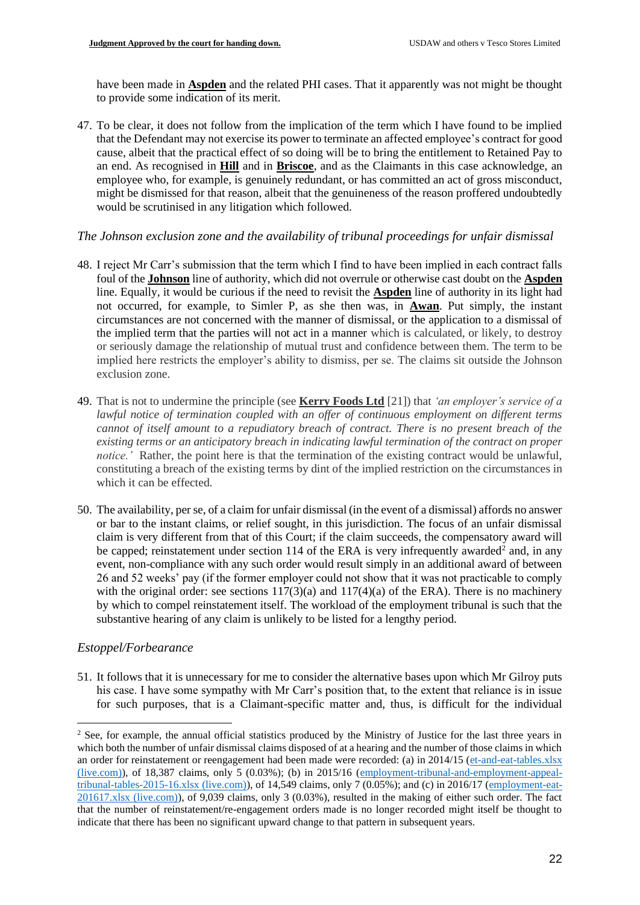have been made in **Aspden** and the related PHI cases. That it apparently was not might be thought to provide some indication of its merit.

47. To be clear, it does not follow from the implication of the term which I have found to be implied that the Defendant may not exercise its power to terminate an affected employee's contract for good cause, albeit that the practical effect of so doing will be to bring the entitlement to Retained Pay to an end. As recognised in **Hill** and in **Briscoe**, and as the Claimants in this case acknowledge, an employee who, for example, is genuinely redundant, or has committed an act of gross misconduct, might be dismissed for that reason, albeit that the genuineness of the reason proffered undoubtedly would be scrutinised in any litigation which followed.

### *The Johnson exclusion zone and the availability of tribunal proceedings for unfair dismissal*

48. I reject Mr Carr's submission that the term which I find to have been implied in each contract falls foul of the **Johnson** line of authority, which did not overrule or otherwise cast doubt on the **Aspden** line. Equally, it would be curious if the need to revisit the **Aspden** line of authority in its light had not occurred, for example, to Simler P, as she then was, in **Awan**. Put simply, the instant circumstances are not concerned with the manner of dismissal, or the application to a dismissal of the implied term that the parties will not act in a manner which is calculated, or likely, to destroy or seriously damage the relationship of mutual trust and confidence between them. The term to be implied here restricts the employer's ability to dismiss, per se. The claims sit outside the Johnson exclusion zone.

49. That is not to undermine the principle (see **Kerry Foods Ltd** [21]) that *'an employer's service of a lawful notice of termination coupled with an offer of continuous employment on different terms cannot of itself amount to a repudiatory breach of contract. There is no present breach of the existing terms or an anticipatory breach in indicating lawful termination of the contract on proper notice.'* Rather, the point here is that the termination of the existing contract would be unlawful, constituting a breach of the existing terms by dint of the implied restriction on the circumstances in which it can be effected.

50. The availability, per se, of a claim for unfair dismissal (in the event of a dismissal) affords no answer or bar to the instant claims, or relief sought, in this jurisdiction. The focus of an unfair dismissal claim is very different from that of this Court; if the claim succeeds, the compensatory award will be capped; reinstatement under section 114 of the ERA is very infrequently awarded[2] and, in any event, non-compliance with any such order would result simply in an additional award of between 26 and 52 weeks' pay (if the former employer could not show that it was not practicable to comply with the original order: see sections 117(3)(a) and 117(4)(a) of the ERA). There is no machinery by which to compel reinstatement itself. The workload of the employment tribunal is such that the substantive hearing of any claim is unlikely to be listed for a lengthy period.

### *Estoppel/Forbearance*

51. It follows that it is unnecessary for me to consider the alternative bases upon which Mr Gilroy puts his case. I have some sympathy with Mr Carr's position that, to the extent that reliance is in issue for such purposes, that is a Claimant-specific matter and, thus, is difficult for the individual

---

[2] See, for example, the annual official statistics produced by the Ministry of Justice for the last three years in which both the number of unfair dismissal claims disposed of at a hearing and the number of those claims in which an order for reinstatement or reengagement had been made were recorded: (a) in 2014/15 (et-and-eat-tables.xlsx (live.com)), of 18,387 claims, only 5 (0.03%); (b) in 2015/16 (employment-tribunal-and-employment-appeal-tribunal-tables-2015-16.xlsx (live.com)), of 14,549 claims, only 7 (0.05%); and (c) in 2016/17 (employment-eat-201617.xlsx (live.com)), of 9,039 claims, only 3 (0.03%), resulted in the making of either such order. The fact that the number of reinstatement/re-engagement orders made is no longer recorded might itself be thought to indicate that there has been no significant upward change to that pattern in subsequent years.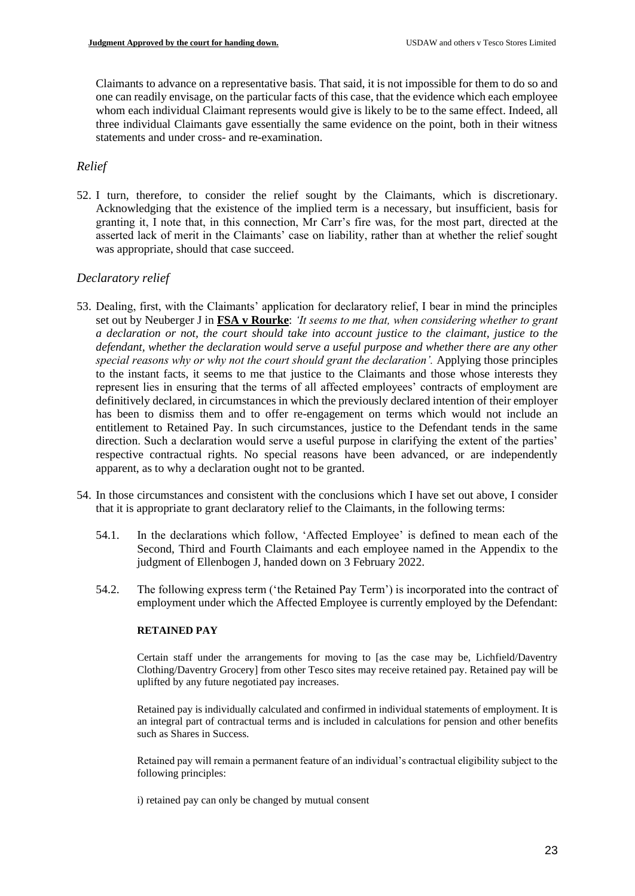Claimants to advance on a representative basis. That said, it is not impossible for them to do so and one can readily envisage, on the particular facts of this case, that the evidence which each employee whom each individual Claimant represents would give is likely to be to the same effect. Indeed, all three individual Claimants gave essentially the same evidence on the point, both in their witness statements and under cross- and re-examination.

### *Relief*

52. I turn, therefore, to consider the relief sought by the Claimants, which is discretionary. Acknowledging that the existence of the implied term is a necessary, but insufficient, basis for granting it, I note that, in this connection, Mr Carr's fire was, for the most part, directed at the asserted lack of merit in the Claimants' case on liability, rather than at whether the relief sought was appropriate, should that case succeed.

### *Declaratory relief*

53. Dealing, first, with the Claimants' application for declaratory relief, I bear in mind the principles set out by Neuberger J in **FSA v Rourke**: *'It seems to me that, when considering whether to grant a declaration or not, the court should take into account justice to the claimant, justice to the defendant, whether the declaration would serve a useful purpose and whether there are any other special reasons why or why not the court should grant the declaration'.* Applying those principles to the instant facts, it seems to me that justice to the Claimants and those whose interests they represent lies in ensuring that the terms of all affected employees' contracts of employment are definitively declared, in circumstances in which the previously declared intention of their employer has been to dismiss them and to offer re-engagement on terms which would not include an entitlement to Retained Pay. In such circumstances, justice to the Defendant tends in the same direction. Such a declaration would serve a useful purpose in clarifying the extent of the parties' respective contractual rights. No special reasons have been advanced, or are independently apparent, as to why a declaration ought not to be granted.

54. In those circumstances and consistent with the conclusions which I have set out above, I consider that it is appropriate to grant declaratory relief to the Claimants, in the following terms:

    54.1. In the declarations which follow, 'Affected Employee' is defined to mean each of the Second, Third and Fourth Claimants and each employee named in the Appendix to the judgment of Ellenbogen J, handed down on 3 February 2022.

    54.2. The following express term ('the Retained Pay Term') is incorporated into the contract of employment under which the Affected Employee is currently employed by the Defendant:

    **RETAINED PAY**

    Certain staff under the arrangements for moving to [as the case may be, Lichfield/Daventry Clothing/Daventry Grocery] from other Tesco sites may receive retained pay. Retained pay will be uplifted by any future negotiated pay increases.

    Retained pay is individually calculated and confirmed in individual statements of employment. It is an integral part of contractual terms and is included in calculations for pension and other benefits such as Shares in Success.

    Retained pay will remain a permanent feature of an individual's contractual eligibility subject to the following principles:

    i) retained pay can only be changed by mutual consent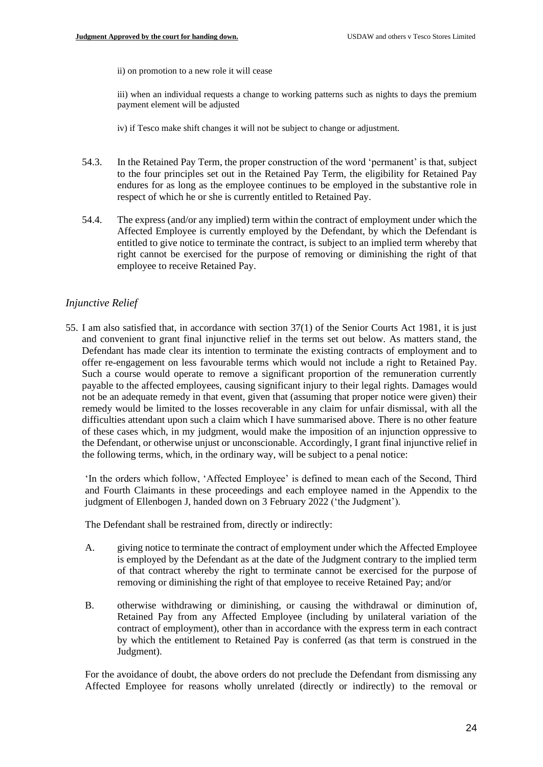ii) on promotion to a new role it will cease

iii) when an individual requests a change to working patterns such as nights to days the premium payment element will be adjusted

iv) if Tesco make shift changes it will not be subject to change or adjustment.

54.3. In the Retained Pay Term, the proper construction of the word 'permanent' is that, subject to the four principles set out in the Retained Pay Term, the eligibility for Retained Pay endures for as long as the employee continues to be employed in the substantive role in respect of which he or she is currently entitled to Retained Pay.

54.4. The express (and/or any implied) term within the contract of employment under which the Affected Employee is currently employed by the Defendant, by which the Defendant is entitled to give notice to terminate the contract, is subject to an implied term whereby that right cannot be exercised for the purpose of removing or diminishing the right of that employee to receive Retained Pay.

### *Injunctive Relief*

55. I am also satisfied that, in accordance with section 37(1) of the Senior Courts Act 1981, it is just and convenient to grant final injunctive relief in the terms set out below. As matters stand, the Defendant has made clear its intention to terminate the existing contracts of employment and to offer re-engagement on less favourable terms which would not include a right to Retained Pay. Such a course would operate to remove a significant proportion of the remuneration currently payable to the affected employees, causing significant injury to their legal rights. Damages would not be an adequate remedy in that event, given that (assuming that proper notice were given) their remedy would be limited to the losses recoverable in any claim for unfair dismissal, with all the difficulties attendant upon such a claim which I have summarised above. There is no other feature of these cases which, in my judgment, would make the imposition of an injunction oppressive to the Defendant, or otherwise unjust or unconscionable. Accordingly, I grant final injunctive relief in the following terms, which, in the ordinary way, will be subject to a penal notice:

'In the orders which follow, 'Affected Employee' is defined to mean each of the Second, Third and Fourth Claimants in these proceedings and each employee named in the Appendix to the judgment of Ellenbogen J, handed down on 3 February 2022 ('the Judgment').

The Defendant shall be restrained from, directly or indirectly:

A. giving notice to terminate the contract of employment under which the Affected Employee is employed by the Defendant as at the date of the Judgment contrary to the implied term of that contract whereby the right to terminate cannot be exercised for the purpose of removing or diminishing the right of that employee to receive Retained Pay; and/or

B. otherwise withdrawing or diminishing, or causing the withdrawal or diminution of, Retained Pay from any Affected Employee (including by unilateral variation of the contract of employment), other than in accordance with the express term in each contract by which the entitlement to Retained Pay is conferred (as that term is construed in the Judgment).

For the avoidance of doubt, the above orders do not preclude the Defendant from dismissing any Affected Employee for reasons wholly unrelated (directly or indirectly) to the removal or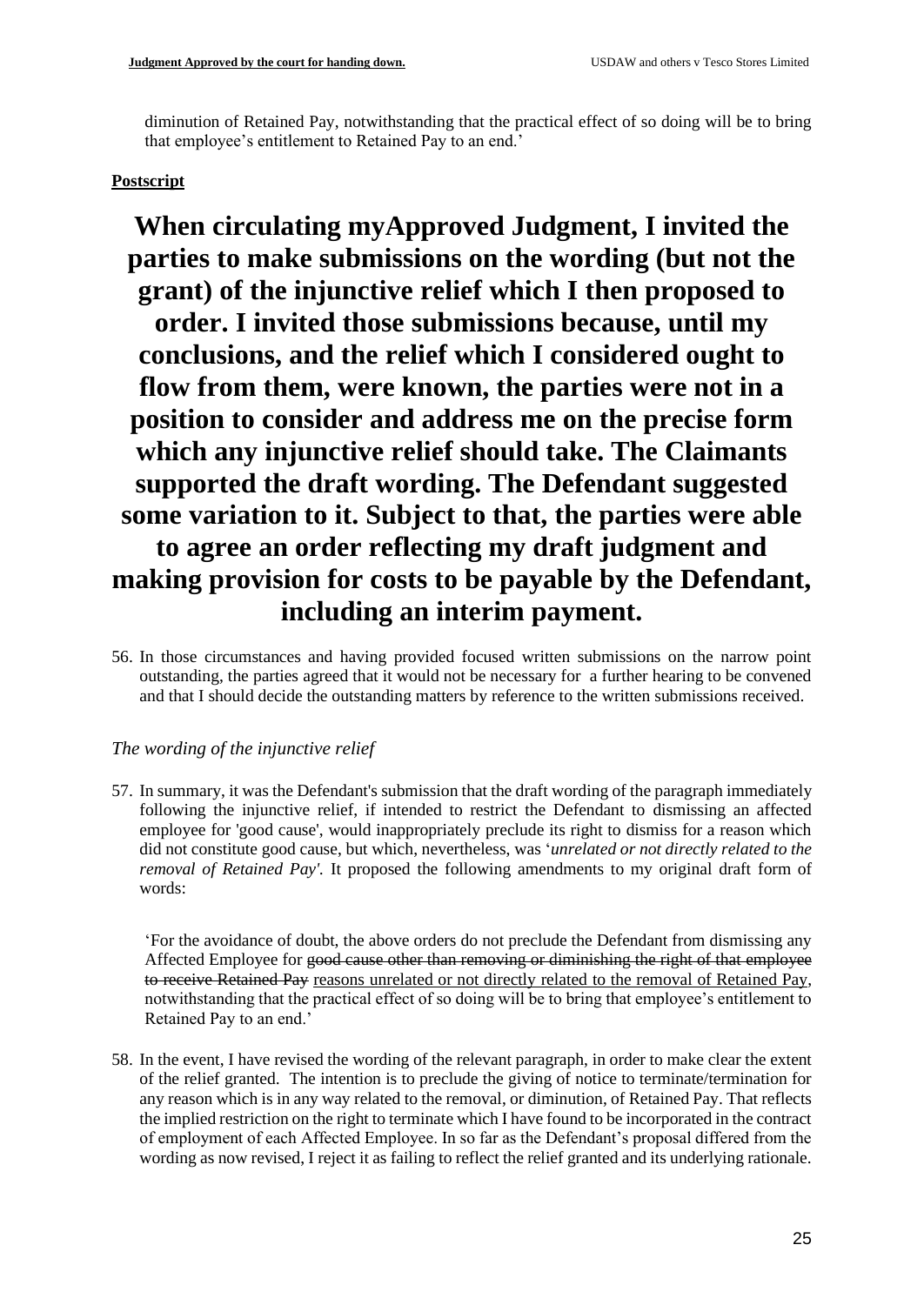diminution of Retained Pay, notwithstanding that the practical effect of so doing will be to bring that employee's entitlement to Retained Pay to an end.'

**Postscript**

**When circulating myApproved Judgment, I invited the parties to make submissions on the wording (but not the grant) of the injunctive relief which I then proposed to order. I invited those submissions because, until my conclusions, and the relief which I considered ought to flow from them, were known, the parties were not in a position to consider and address me on the precise form which any injunctive relief should take. The Claimants supported the draft wording. The Defendant suggested some variation to it. Subject to that, the parties were able to agree an order reflecting my draft judgment and making provision for costs to be payable by the Defendant, including an interim payment.**

56. In those circumstances and having provided focused written submissions on the narrow point outstanding, the parties agreed that it would not be necessary for a further hearing to be convened and that I should decide the outstanding matters by reference to the written submissions received.

*The wording of the injunctive relief*

57. In summary, it was the Defendant's submission that the draft wording of the paragraph immediately following the injunctive relief, if intended to restrict the Defendant to dismissing an affected employee for 'good cause', would inappropriately preclude its right to dismiss for a reason which did not constitute good cause, but which, nevertheless, was '*unrelated or not directly related to the removal of Retained Pay'.* It proposed the following amendments to my original draft form of words:

    'For the avoidance of doubt, the above orders do not preclude the Defendant from dismissing any Affected Employee for ~~good cause other than removing or diminishing the right of that employee to receive Retained Pay~~ <u>reasons unrelated or not directly related to the removal of Retained Pay</u>, notwithstanding that the practical effect of so doing will be to bring that employee's entitlement to Retained Pay to an end.'

58. In the event, I have revised the wording of the relevant paragraph, in order to make clear the extent of the relief granted. The intention is to preclude the giving of notice to terminate/termination for any reason which is in any way related to the removal, or diminution, of Retained Pay. That reflects the implied restriction on the right to terminate which I have found to be incorporated in the contract of employment of each Affected Employee. In so far as the Defendant's proposal differed from the wording as now revised, I reject it as failing to reflect the relief granted and its underlying rationale.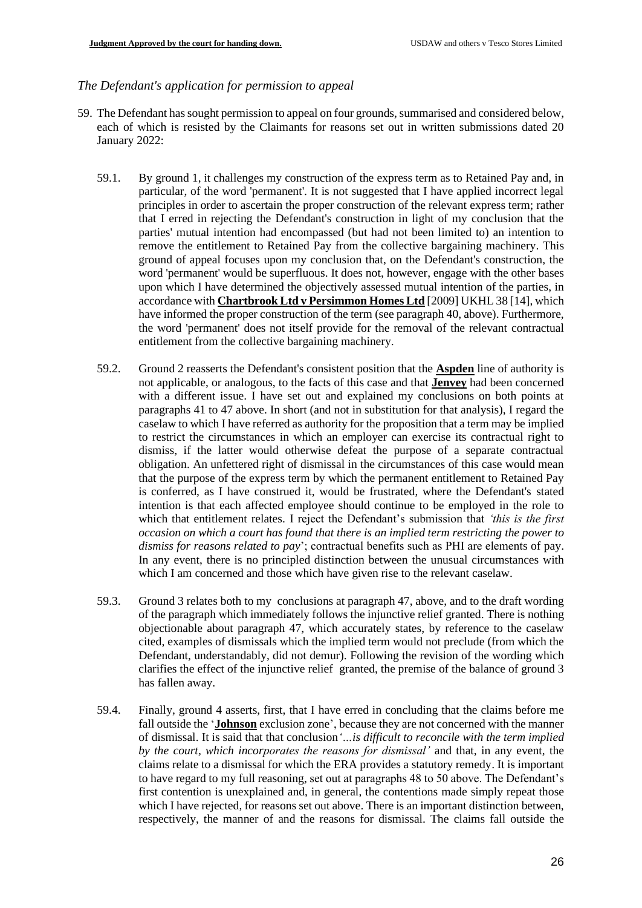*The Defendant's application for permission to appeal*

59. The Defendant has sought permission to appeal on four grounds, summarised and considered below, each of which is resisted by the Claimants for reasons set out in written submissions dated 20 January 2022:

    59.1. By ground 1, it challenges my construction of the express term as to Retained Pay and, in particular, of the word 'permanent'. It is not suggested that I have applied incorrect legal principles in order to ascertain the proper construction of the relevant express term; rather that I erred in rejecting the Defendant's construction in light of my conclusion that the parties' mutual intention had encompassed (but had not been limited to) an intention to remove the entitlement to Retained Pay from the collective bargaining machinery. This ground of appeal focuses upon my conclusion that, on the Defendant's construction, the word 'permanent' would be superfluous. It does not, however, engage with the other bases upon which I have determined the objectively assessed mutual intention of the parties, in accordance with **Chartbrook Ltd v Persimmon Homes Ltd** [2009] UKHL 38 [14], which have informed the proper construction of the term (see paragraph 40, above). Furthermore, the word 'permanent' does not itself provide for the removal of the relevant contractual entitlement from the collective bargaining machinery.

    59.2. Ground 2 reasserts the Defendant's consistent position that the **Aspden** line of authority is not applicable, or analogous, to the facts of this case and that **Jenvey** had been concerned with a different issue. I have set out and explained my conclusions on both points at paragraphs 41 to 47 above. In short (and not in substitution for that analysis), I regard the caselaw to which I have referred as authority for the proposition that a term may be implied to restrict the circumstances in which an employer can exercise its contractual right to dismiss, if the latter would otherwise defeat the purpose of a separate contractual obligation. An unfettered right of dismissal in the circumstances of this case would mean that the purpose of the express term by which the permanent entitlement to Retained Pay is conferred, as I have construed it, would be frustrated, where the Defendant's stated intention is that each affected employee should continue to be employed in the role to which that entitlement relates. I reject the Defendant's submission that *'this is the first occasion on which a court has found that there is an implied term restricting the power to dismiss for reasons related to pay*'; contractual benefits such as PHI are elements of pay. In any event, there is no principled distinction between the unusual circumstances with which I am concerned and those which have given rise to the relevant caselaw.

    59.3. Ground 3 relates both to my conclusions at paragraph 47, above, and to the draft wording of the paragraph which immediately follows the injunctive relief granted. There is nothing objectionable about paragraph 47, which accurately states, by reference to the caselaw cited, examples of dismissals which the implied term would not preclude (from which the Defendant, understandably, did not demur). Following the revision of the wording which clarifies the effect of the injunctive relief granted, the premise of the balance of ground 3 has fallen away.

    59.4. Finally, ground 4 asserts, first, that I have erred in concluding that the claims before me fall outside the '**Johnson** exclusion zone', because they are not concerned with the manner of dismissal. It is said that that conclusion *'…is difficult to reconcile with the term implied by the court, which incorporates the reasons for dismissal'* and that, in any event, the claims relate to a dismissal for which the ERA provides a statutory remedy. It is important to have regard to my full reasoning, set out at paragraphs 48 to 50 above. The Defendant's first contention is unexplained and, in general, the contentions made simply repeat those which I have rejected, for reasons set out above. There is an important distinction between, respectively, the manner of and the reasons for dismissal. The claims fall outside the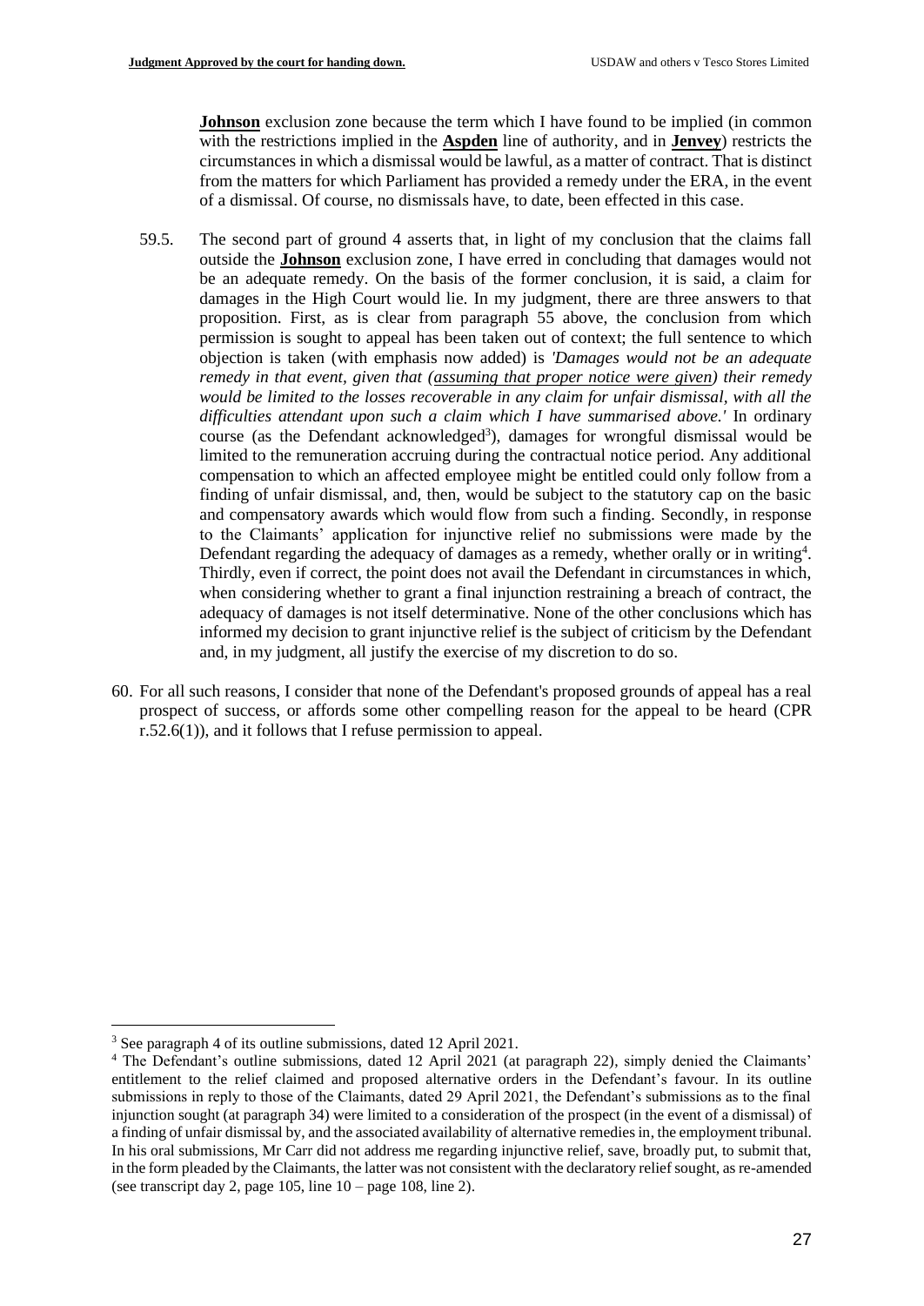**Johnson** exclusion zone because the term which I have found to be implied (in common with the restrictions implied in the **Aspden** line of authority, and in **Jenvey**) restricts the circumstances in which a dismissal would be lawful, as a matter of contract. That is distinct from the matters for which Parliament has provided a remedy under the ERA, in the event of a dismissal. Of course, no dismissals have, to date, been effected in this case.

59.5. The second part of ground 4 asserts that, in light of my conclusion that the claims fall outside the **Johnson** exclusion zone, I have erred in concluding that damages would not be an adequate remedy. On the basis of the former conclusion, it is said, a claim for damages in the High Court would lie. In my judgment, there are three answers to that proposition. First, as is clear from paragraph 55 above, the conclusion from which permission is sought to appeal has been taken out of context; the full sentence to which objection is taken (with emphasis now added) is *'Damages would not be an adequate remedy in that event, given that (assuming that proper notice were given) their remedy would be limited to the losses recoverable in any claim for unfair dismissal, with all the difficulties attendant upon such a claim which I have summarised above.'* In ordinary course (as the Defendant acknowledged[3]), damages for wrongful dismissal would be limited to the remuneration accruing during the contractual notice period. Any additional compensation to which an affected employee might be entitled could only follow from a finding of unfair dismissal, and, then, would be subject to the statutory cap on the basic and compensatory awards which would flow from such a finding. Secondly, in response to the Claimants' application for injunctive relief no submissions were made by the Defendant regarding the adequacy of damages as a remedy, whether orally or in writing[4]. Thirdly, even if correct, the point does not avail the Defendant in circumstances in which, when considering whether to grant a final injunction restraining a breach of contract, the adequacy of damages is not itself determinative. None of the other conclusions which has informed my decision to grant injunctive relief is the subject of criticism by the Defendant and, in my judgment, all justify the exercise of my discretion to do so.

60. For all such reasons, I consider that none of the Defendant's proposed grounds of appeal has a real prospect of success, or affords some other compelling reason for the appeal to be heard (CPR r.52.6(1)), and it follows that I refuse permission to appeal.

---

[3] See paragraph 4 of its outline submissions, dated 12 April 2021.

[4] The Defendant's outline submissions, dated 12 April 2021 (at paragraph 22), simply denied the Claimants' entitlement to the relief claimed and proposed alternative orders in the Defendant's favour. In its outline submissions in reply to those of the Claimants, dated 29 April 2021, the Defendant's submissions as to the final injunction sought (at paragraph 34) were limited to a consideration of the prospect (in the event of a dismissal) of a finding of unfair dismissal by, and the associated availability of alternative remedies in, the employment tribunal. In his oral submissions, Mr Carr did not address me regarding injunctive relief, save, broadly put, to submit that, in the form pleaded by the Claimants, the latter was not consistent with the declaratory relief sought, as re-amended (see transcript day 2, page 105, line 10 – page 108, line 2).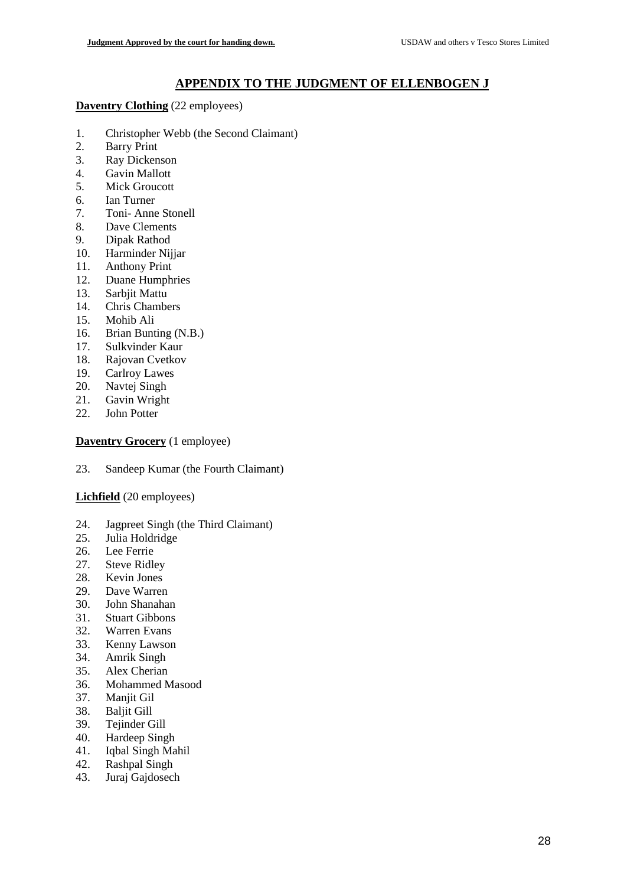## APPENDIX TO THE JUDGMENT OF ELLENBOGEN J

**Daventry Clothing** (22 employees)

1. Christopher Webb (the Second Claimant)
2. Barry Print
3. Ray Dickenson
4. Gavin Mallott
5. Mick Groucott
6. Ian Turner
7. Toni- Anne Stonell
8. Dave Clements
9. Dipak Rathod
10. Harminder Nijjar
11. Anthony Print
12. Duane Humphries
13. Sarbjit Mattu
14. Chris Chambers
15. Mohib Ali
16. Brian Bunting (N.B.)
17. Sulkvinder Kaur
18. Rajovan Cvetkov
19. Carlroy Lawes
20. Navtej Singh
21. Gavin Wright
22. John Potter

**Daventry Grocery** (1 employee)

23. Sandeep Kumar (the Fourth Claimant)

**Lichfield** (20 employees)

24. Jagpreet Singh (the Third Claimant)
25. Julia Holdridge
26. Lee Ferrie
27. Steve Ridley
28. Kevin Jones
29. Dave Warren
30. John Shanahan
31. Stuart Gibbons
32. Warren Evans
33. Kenny Lawson
34. Amrik Singh
35. Alex Cherian
36. Mohammed Masood
37. Manjit Gil
38. Baljit Gill
39. Tejinder Gill
40. Hardeep Singh
41. Iqbal Singh Mahil
42. Rashpal Singh
43. Juraj Gajdosech